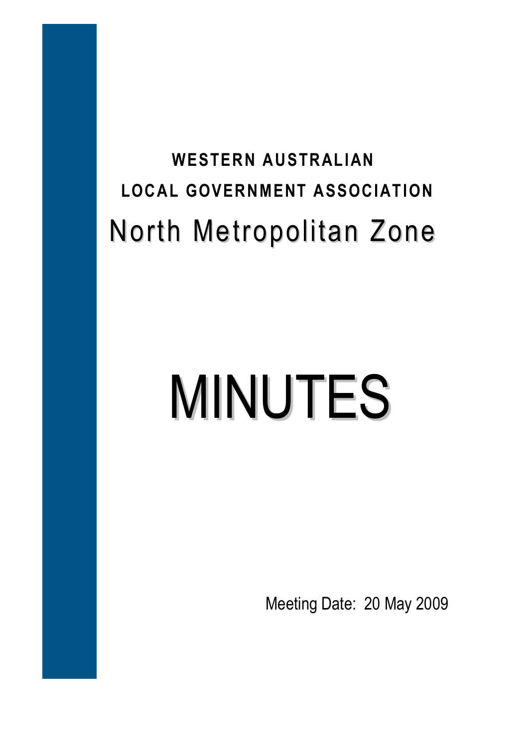**WESTERN AUSTRALIAN**

**LOCAL GOVERNMENT ASSOCIATION**

# North Metropolitan Zone

# MINUTES

Meeting Date: 20 May 2009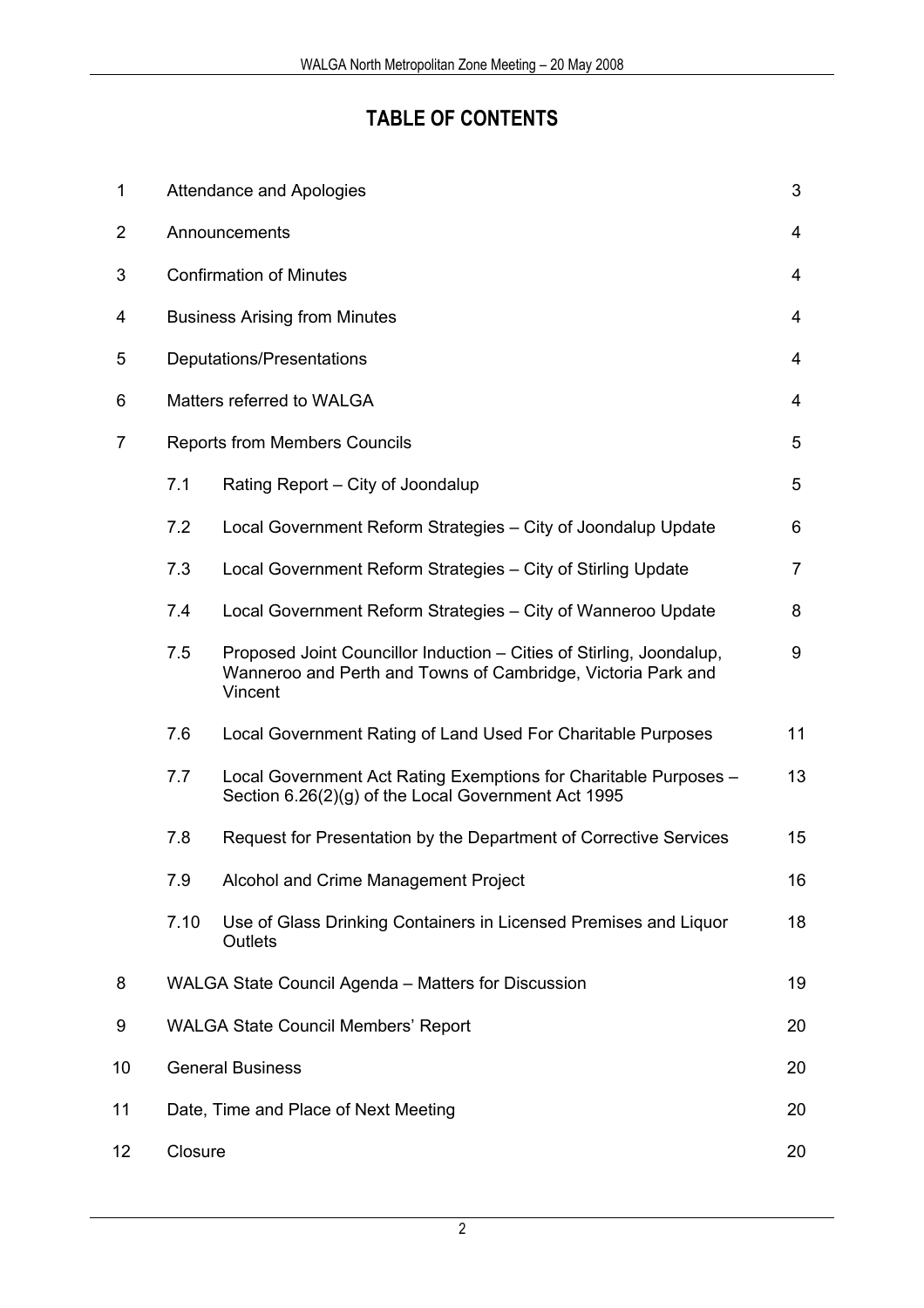# TABLE OF CONTENTS

| | | | |
|---|---|---|---|
| 1 | Attendance and Apologies | | 3 |
| 2 | Announcements | | 4 |
| 3 | Confirmation of Minutes | | 4 |
| 4 | Business Arising from Minutes | | 4 |
| 5 | Deputations/Presentations | | 4 |
| 6 | Matters referred to WALGA | | 4 |
| 7 | Reports from Members Councils | | 5 |
| | 7.1 | Rating Report – City of Joondalup | 5 |
| | 7.2 | Local Government Reform Strategies – City of Joondalup Update | 6 |
| | 7.3 | Local Government Reform Strategies – City of Stirling Update | 7 |
| | 7.4 | Local Government Reform Strategies – City of Wanneroo Update | 8 |
| | 7.5 | Proposed Joint Councillor Induction – Cities of Stirling, Joondalup, Wanneroo and Perth and Towns of Cambridge, Victoria Park and Vincent | 9 |
| | 7.6 | Local Government Rating of Land Used For Charitable Purposes | 11 |
| | 7.7 | Local Government Act Rating Exemptions for Charitable Purposes – Section 6.26(2)(g) of the Local Government Act 1995 | 13 |
| | 7.8 | Request for Presentation by the Department of Corrective Services | 15 |
| | 7.9 | Alcohol and Crime Management Project | 16 |
| | 7.10 | Use of Glass Drinking Containers in Licensed Premises and Liquor Outlets | 18 |
| 8 | WALGA State Council Agenda – Matters for Discussion | | 19 |
| 9 | WALGA State Council Members' Report | | 20 |
| 10 | General Business | | 20 |
| 11 | Date, Time and Place of Next Meeting | | 20 |
| 12 | Closure | | 20 |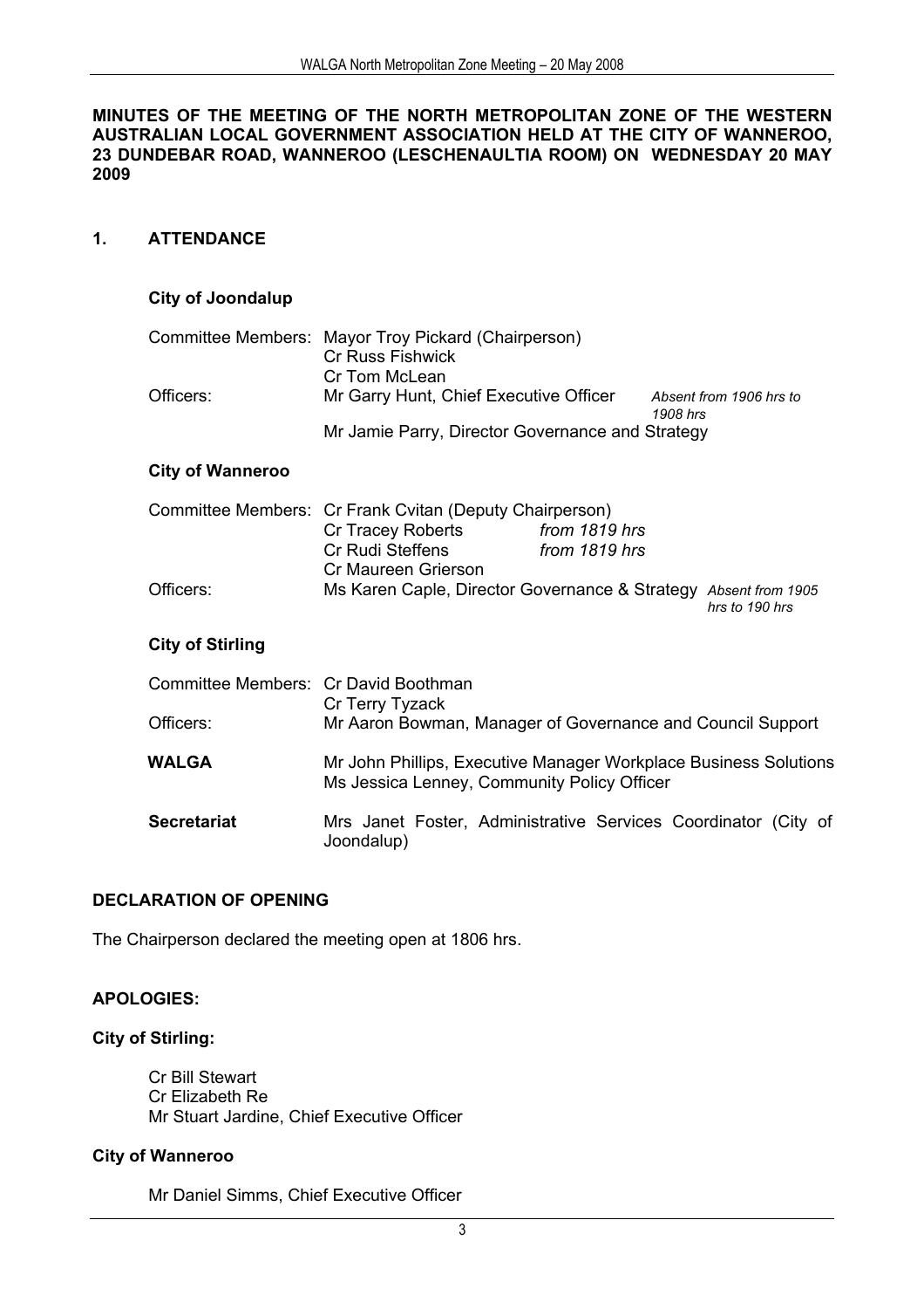**MINUTES OF THE MEETING OF THE NORTH METROPOLITAN ZONE OF THE WESTERN AUSTRALIAN LOCAL GOVERNMENT ASSOCIATION HELD AT THE CITY OF WANNEROO, 23 DUNDEBAR ROAD, WANNEROO (LESCHENAULTIA ROOM) ON WEDNESDAY 20 MAY 2009**

## 1. ATTENDANCE

### City of Joondalup

| | | |
|---|---|---|
| Committee Members: | Mayor Troy Pickard (Chairperson) | |
| | Cr Russ Fishwick | |
| | Cr Tom McLean | |
| Officers: | Mr Garry Hunt, Chief Executive Officer | *Absent from 1906 hrs to 1908 hrs* |
| | Mr Jamie Parry, Director Governance and Strategy | |

### City of Wanneroo

| | | |
|---|---|---|
| Committee Members: | Cr Frank Cvitan (Deputy Chairperson) | |
| | Cr Tracey Roberts | *from 1819 hrs* |
| | Cr Rudi Steffens | *from 1819 hrs* |
| | Cr Maureen Grierson | |
| Officers: | Ms Karen Caple, Director Governance & Strategy | *Absent from 1905 hrs to 190 hrs* |

### City of Stirling

| | |
|---|---|
| Committee Members: | Cr David Boothman |
| | Cr Terry Tyzack |
| Officers: | Mr Aaron Bowman, Manager of Governance and Council Support |
| **WALGA** | Mr John Phillips, Executive Manager Workplace Business Solutions |
| | Ms Jessica Lenney, Community Policy Officer |
| **Secretariat** | Mrs Janet Foster, Administrative Services Coordinator (City of Joondalup) |

## DECLARATION OF OPENING

The Chairperson declared the meeting open at 1806 hrs.

## APOLOGIES:

### City of Stirling:

Cr Bill Stewart
Cr Elizabeth Re
Mr Stuart Jardine, Chief Executive Officer

### City of Wanneroo

Mr Daniel Simms, Chief Executive Officer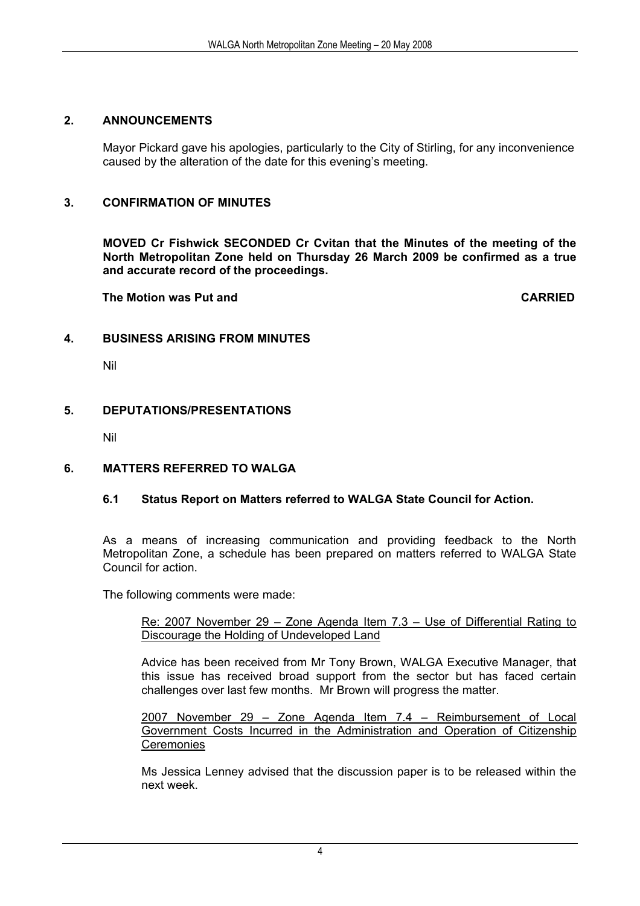## 2. ANNOUNCEMENTS

Mayor Pickard gave his apologies, particularly to the City of Stirling, for any inconvenience caused by the alteration of the date for this evening's meeting.

## 3. CONFIRMATION OF MINUTES

**MOVED Cr Fishwick SECONDED Cr Cvitan that the Minutes of the meeting of the North Metropolitan Zone held on Thursday 26 March 2009 be confirmed as a true and accurate record of the proceedings.**

**The Motion was Put and CARRIED**

## 4. BUSINESS ARISING FROM MINUTES

Nil

## 5. DEPUTATIONS/PRESENTATIONS

Nil

## 6. MATTERS REFERRED TO WALGA

### 6.1 Status Report on Matters referred to WALGA State Council for Action.

As a means of increasing communication and providing feedback to the North Metropolitan Zone, a schedule has been prepared on matters referred to WALGA State Council for action.

The following comments were made:

<u>Re: 2007 November 29 – Zone Agenda Item 7.3 – Use of Differential Rating to Discourage the Holding of Undeveloped Land</u>

Advice has been received from Mr Tony Brown, WALGA Executive Manager, that this issue has received broad support from the sector but has faced certain challenges over last few months. Mr Brown will progress the matter.

<u>2007 November 29 – Zone Agenda Item 7.4 – Reimbursement of Local Government Costs Incurred in the Administration and Operation of Citizenship Ceremonies</u>

Ms Jessica Lenney advised that the discussion paper is to be released within the next week.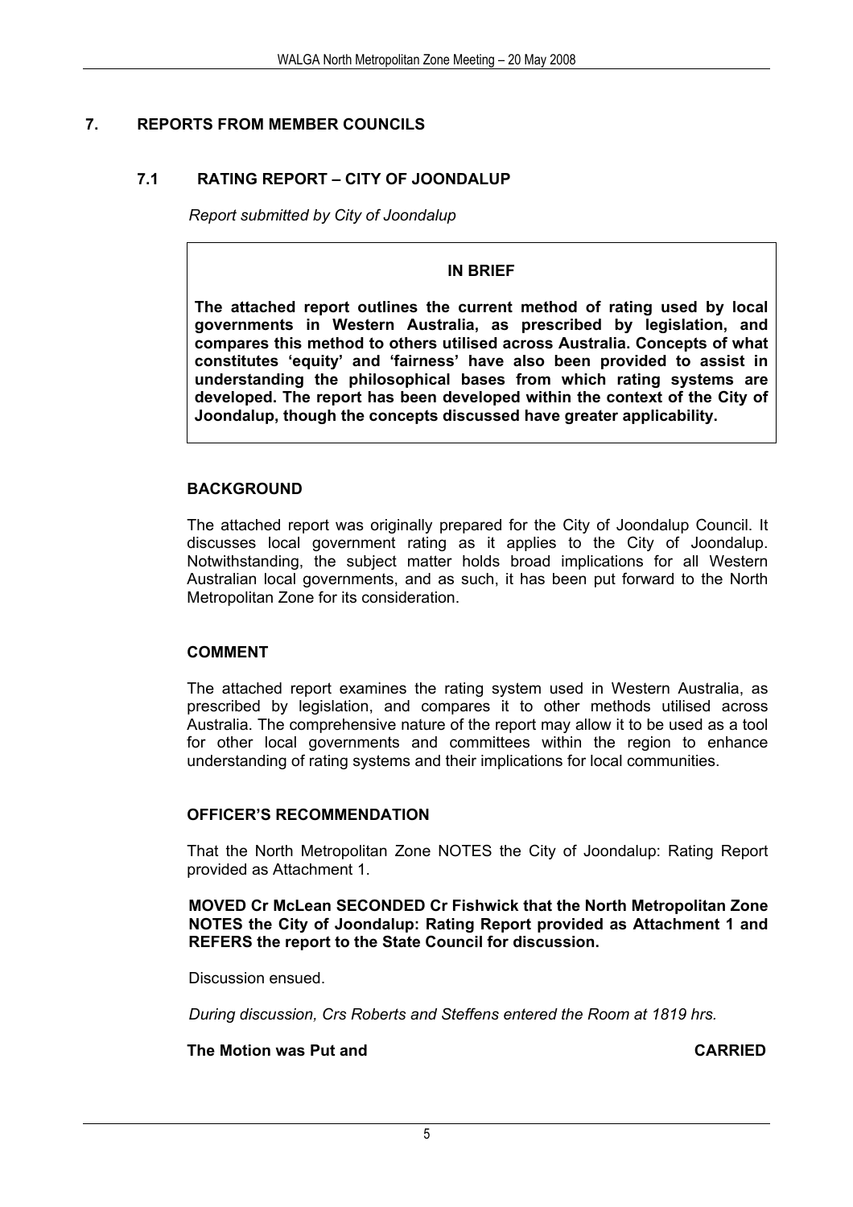## 7. REPORTS FROM MEMBER COUNCILS

### 7.1 RATING REPORT – CITY OF JOONDALUP

*Report submitted by City of Joondalup*

**IN BRIEF**

**The attached report outlines the current method of rating used by local governments in Western Australia, as prescribed by legislation, and compares this method to others utilised across Australia. Concepts of what constitutes 'equity' and 'fairness' have also been provided to assist in understanding the philosophical bases from which rating systems are developed. The report has been developed within the context of the City of Joondalup, though the concepts discussed have greater applicability.**

**BACKGROUND**

The attached report was originally prepared for the City of Joondalup Council. It discusses local government rating as it applies to the City of Joondalup. Notwithstanding, the subject matter holds broad implications for all Western Australian local governments, and as such, it has been put forward to the North Metropolitan Zone for its consideration.

**COMMENT**

The attached report examines the rating system used in Western Australia, as prescribed by legislation, and compares it to other methods utilised across Australia. The comprehensive nature of the report may allow it to be used as a tool for other local governments and committees within the region to enhance understanding of rating systems and their implications for local communities.

**OFFICER'S RECOMMENDATION**

That the North Metropolitan Zone NOTES the City of Joondalup: Rating Report provided as Attachment 1.

**MOVED Cr McLean SECONDED Cr Fishwick that the North Metropolitan Zone NOTES the City of Joondalup: Rating Report provided as Attachment 1 and REFERS the report to the State Council for discussion.**

Discussion ensued.

*During discussion, Crs Roberts and Steffens entered the Room at 1819 hrs.*

**The Motion was Put and CARRIED**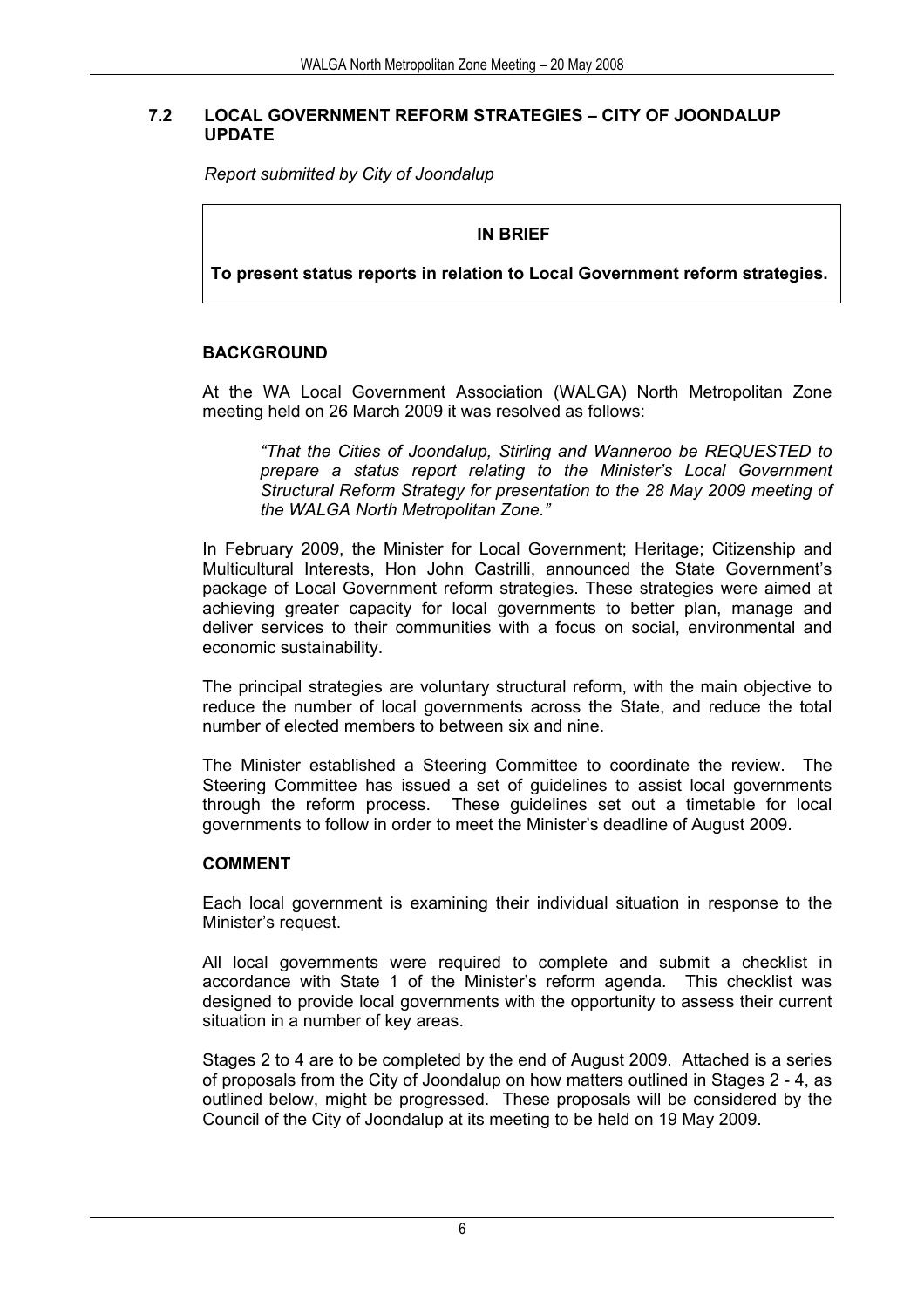## 7.2 LOCAL GOVERNMENT REFORM STRATEGIES – CITY OF JOONDALUP UPDATE

*Report submitted by City of Joondalup*

**IN BRIEF**

**To present status reports in relation to Local Government reform strategies.**

### BACKGROUND

At the WA Local Government Association (WALGA) North Metropolitan Zone meeting held on 26 March 2009 it was resolved as follows:

> *"That the Cities of Joondalup, Stirling and Wanneroo be REQUESTED to prepare a status report relating to the Minister's Local Government Structural Reform Strategy for presentation to the 28 May 2009 meeting of the WALGA North Metropolitan Zone."*

In February 2009, the Minister for Local Government; Heritage; Citizenship and Multicultural Interests, Hon John Castrilli, announced the State Government's package of Local Government reform strategies. These strategies were aimed at achieving greater capacity for local governments to better plan, manage and deliver services to their communities with a focus on social, environmental and economic sustainability.

The principal strategies are voluntary structural reform, with the main objective to reduce the number of local governments across the State, and reduce the total number of elected members to between six and nine.

The Minister established a Steering Committee to coordinate the review. The Steering Committee has issued a set of guidelines to assist local governments through the reform process. These guidelines set out a timetable for local governments to follow in order to meet the Minister's deadline of August 2009.

### COMMENT

Each local government is examining their individual situation in response to the Minister's request.

All local governments were required to complete and submit a checklist in accordance with State 1 of the Minister's reform agenda. This checklist was designed to provide local governments with the opportunity to assess their current situation in a number of key areas.

Stages 2 to 4 are to be completed by the end of August 2009. Attached is a series of proposals from the City of Joondalup on how matters outlined in Stages 2 - 4, as outlined below, might be progressed. These proposals will be considered by the Council of the City of Joondalup at its meeting to be held on 19 May 2009.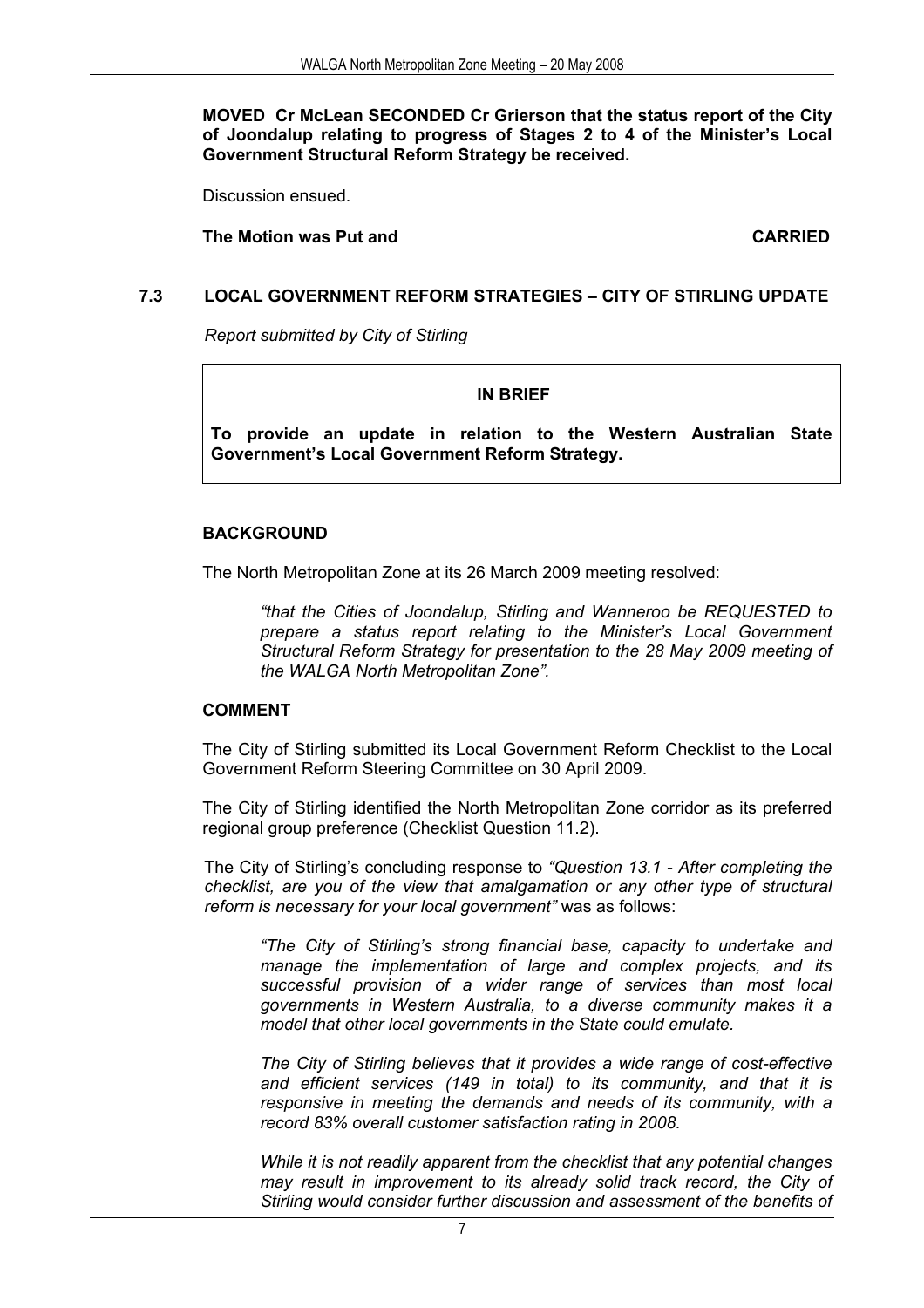**MOVED Cr McLean SECONDED Cr Grierson that the status report of the City of Joondalup relating to progress of Stages 2 to 4 of the Minister's Local Government Structural Reform Strategy be received.**

Discussion ensued.

**The Motion was Put and CARRIED**

## 7.3 LOCAL GOVERNMENT REFORM STRATEGIES – CITY OF STIRLING UPDATE

*Report submitted by City of Stirling*

> **IN BRIEF**
>
> **To provide an update in relation to the Western Australian State Government's Local Government Reform Strategy.**

### BACKGROUND

The North Metropolitan Zone at its 26 March 2009 meeting resolved:

> *"that the Cities of Joondalup, Stirling and Wanneroo be REQUESTED to prepare a status report relating to the Minister's Local Government Structural Reform Strategy for presentation to the 28 May 2009 meeting of the WALGA North Metropolitan Zone".*

### COMMENT

The City of Stirling submitted its Local Government Reform Checklist to the Local Government Reform Steering Committee on 30 April 2009.

The City of Stirling identified the North Metropolitan Zone corridor as its preferred regional group preference (Checklist Question 11.2).

The City of Stirling's concluding response to *"Question 13.1 - After completing the checklist, are you of the view that amalgamation or any other type of structural reform is necessary for your local government"* was as follows:

> *"The City of Stirling's strong financial base, capacity to undertake and manage the implementation of large and complex projects, and its successful provision of a wider range of services than most local governments in Western Australia, to a diverse community makes it a model that other local governments in the State could emulate.*
>
> *The City of Stirling believes that it provides a wide range of cost-effective and efficient services (149 in total) to its community, and that it is responsive in meeting the demands and needs of its community, with a record 83% overall customer satisfaction rating in 2008.*
>
> *While it is not readily apparent from the checklist that any potential changes may result in improvement to its already solid track record, the City of Stirling would consider further discussion and assessment of the benefits of*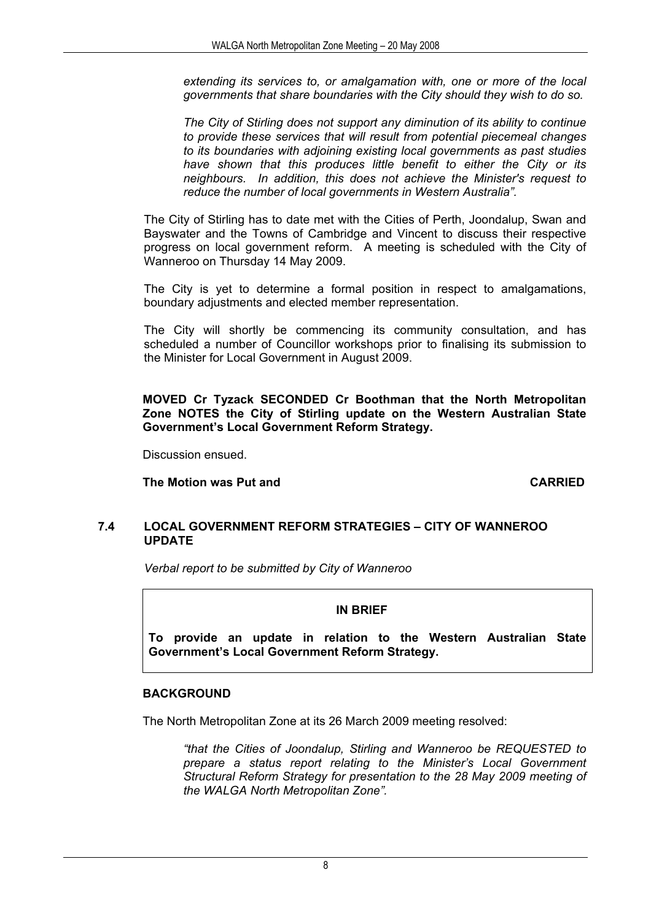*extending its services to, or amalgamation with, one or more of the local governments that share boundaries with the City should they wish to do so.*

*The City of Stirling does not support any diminution of its ability to continue to provide these services that will result from potential piecemeal changes to its boundaries with adjoining existing local governments as past studies have shown that this produces little benefit to either the City or its neighbours. In addition, this does not achieve the Minister's request to reduce the number of local governments in Western Australia".*

The City of Stirling has to date met with the Cities of Perth, Joondalup, Swan and Bayswater and the Towns of Cambridge and Vincent to discuss their respective progress on local government reform. A meeting is scheduled with the City of Wanneroo on Thursday 14 May 2009.

The City is yet to determine a formal position in respect to amalgamations, boundary adjustments and elected member representation.

The City will shortly be commencing its community consultation, and has scheduled a number of Councillor workshops prior to finalising its submission to the Minister for Local Government in August 2009.

**MOVED Cr Tyzack SECONDED Cr Boothman that the North Metropolitan Zone NOTES the City of Stirling update on the Western Australian State Government's Local Government Reform Strategy.**

Discussion ensued.

**The Motion was Put and CARRIED**

## 7.4 LOCAL GOVERNMENT REFORM STRATEGIES – CITY OF WANNEROO UPDATE

*Verbal report to be submitted by City of Wanneroo*

**IN BRIEF**

**To provide an update in relation to the Western Australian State Government's Local Government Reform Strategy.**

### BACKGROUND

The North Metropolitan Zone at its 26 March 2009 meeting resolved:

*"that the Cities of Joondalup, Stirling and Wanneroo be REQUESTED to prepare a status report relating to the Minister's Local Government Structural Reform Strategy for presentation to the 28 May 2009 meeting of the WALGA North Metropolitan Zone".*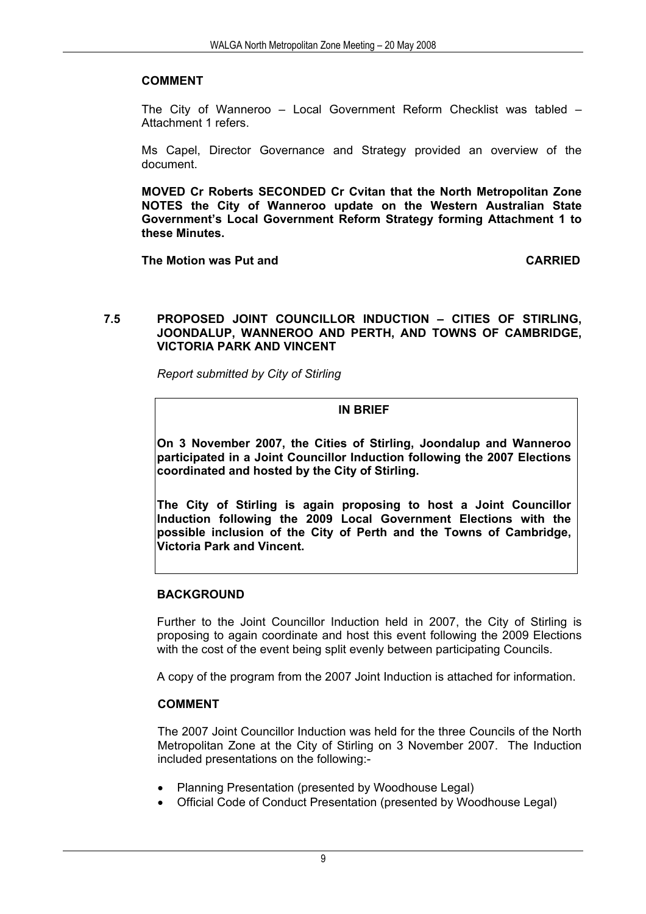**COMMENT**

The City of Wanneroo – Local Government Reform Checklist was tabled – Attachment 1 refers.

Ms Capel, Director Governance and Strategy provided an overview of the document.

**MOVED Cr Roberts SECONDED Cr Cvitan that the North Metropolitan Zone NOTES the City of Wanneroo update on the Western Australian State Government's Local Government Reform Strategy forming Attachment 1 to these Minutes.**

**The Motion was Put and CARRIED**

## 7.5 PROPOSED JOINT COUNCILLOR INDUCTION – CITIES OF STIRLING, JOONDALUP, WANNEROO AND PERTH, AND TOWNS OF CAMBRIDGE, VICTORIA PARK AND VINCENT

*Report submitted by City of Stirling*

**IN BRIEF**

**On 3 November 2007, the Cities of Stirling, Joondalup and Wanneroo participated in a Joint Councillor Induction following the 2007 Elections coordinated and hosted by the City of Stirling.**

**The City of Stirling is again proposing to host a Joint Councillor Induction following the 2009 Local Government Elections with the possible inclusion of the City of Perth and the Towns of Cambridge, Victoria Park and Vincent.**

**BACKGROUND**

Further to the Joint Councillor Induction held in 2007, the City of Stirling is proposing to again coordinate and host this event following the 2009 Elections with the cost of the event being split evenly between participating Councils.

A copy of the program from the 2007 Joint Induction is attached for information.

**COMMENT**

The 2007 Joint Councillor Induction was held for the three Councils of the North Metropolitan Zone at the City of Stirling on 3 November 2007. The Induction included presentations on the following:-

- Planning Presentation (presented by Woodhouse Legal)
- Official Code of Conduct Presentation (presented by Woodhouse Legal)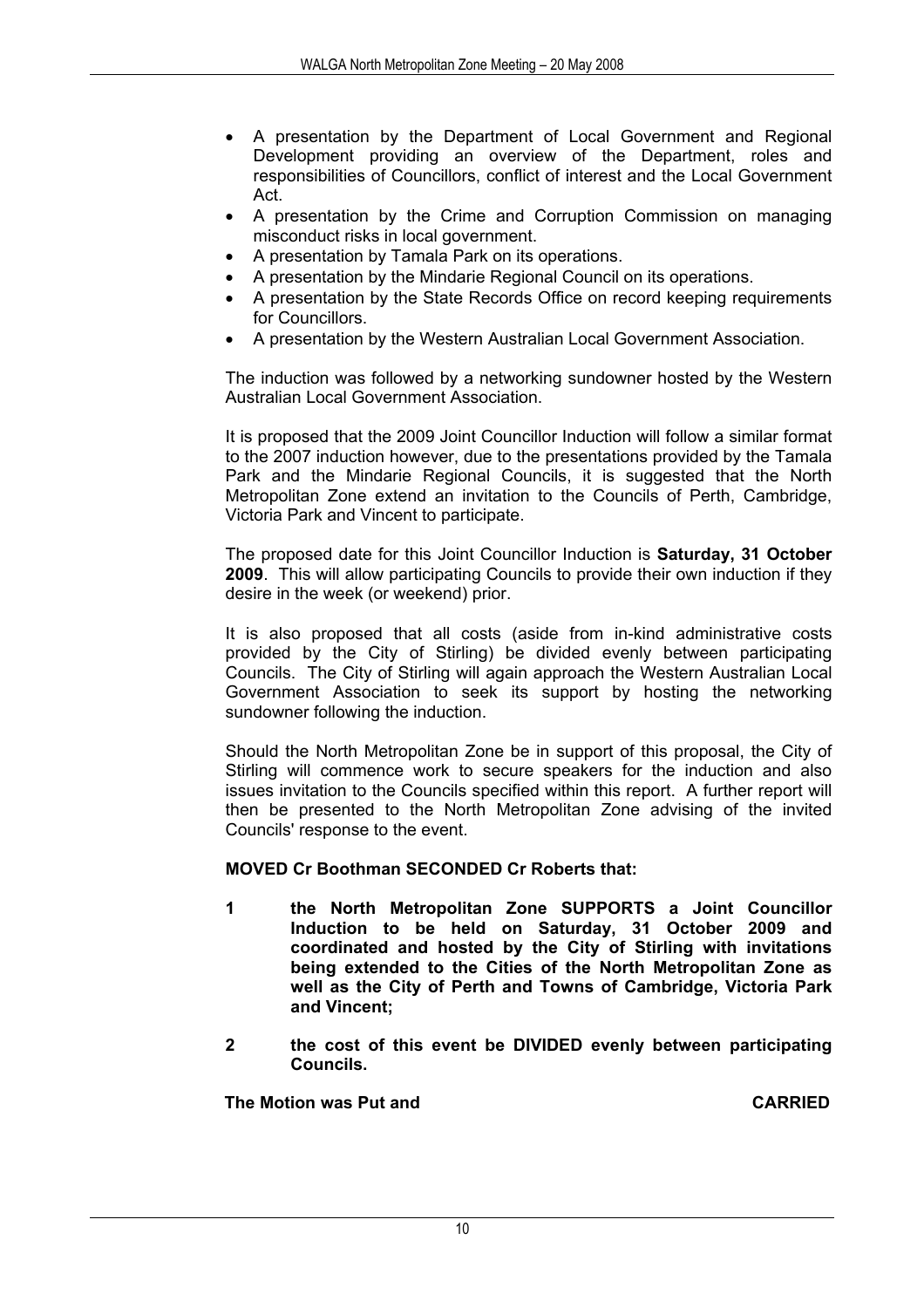- A presentation by the Department of Local Government and Regional Development providing an overview of the Department, roles and responsibilities of Councillors, conflict of interest and the Local Government Act.
- A presentation by the Crime and Corruption Commission on managing misconduct risks in local government.
- A presentation by Tamala Park on its operations.
- A presentation by the Mindarie Regional Council on its operations.
- A presentation by the State Records Office on record keeping requirements for Councillors.
- A presentation by the Western Australian Local Government Association.

The induction was followed by a networking sundowner hosted by the Western Australian Local Government Association.

It is proposed that the 2009 Joint Councillor Induction will follow a similar format to the 2007 induction however, due to the presentations provided by the Tamala Park and the Mindarie Regional Councils, it is suggested that the North Metropolitan Zone extend an invitation to the Councils of Perth, Cambridge, Victoria Park and Vincent to participate.

The proposed date for this Joint Councillor Induction is **Saturday, 31 October 2009**. This will allow participating Councils to provide their own induction if they desire in the week (or weekend) prior.

It is also proposed that all costs (aside from in-kind administrative costs provided by the City of Stirling) be divided evenly between participating Councils. The City of Stirling will again approach the Western Australian Local Government Association to seek its support by hosting the networking sundowner following the induction.

Should the North Metropolitan Zone be in support of this proposal, the City of Stirling will commence work to secure speakers for the induction and also issues invitation to the Councils specified within this report. A further report will then be presented to the North Metropolitan Zone advising of the invited Councils' response to the event.

**MOVED Cr Boothman SECONDED Cr Roberts that:**

**1 the North Metropolitan Zone SUPPORTS a Joint Councillor Induction to be held on Saturday, 31 October 2009 and coordinated and hosted by the City of Stirling with invitations being extended to the Cities of the North Metropolitan Zone as well as the City of Perth and Towns of Cambridge, Victoria Park and Vincent;**

**2 the cost of this event be DIVIDED evenly between participating Councils.**

**The Motion was Put and CARRIED**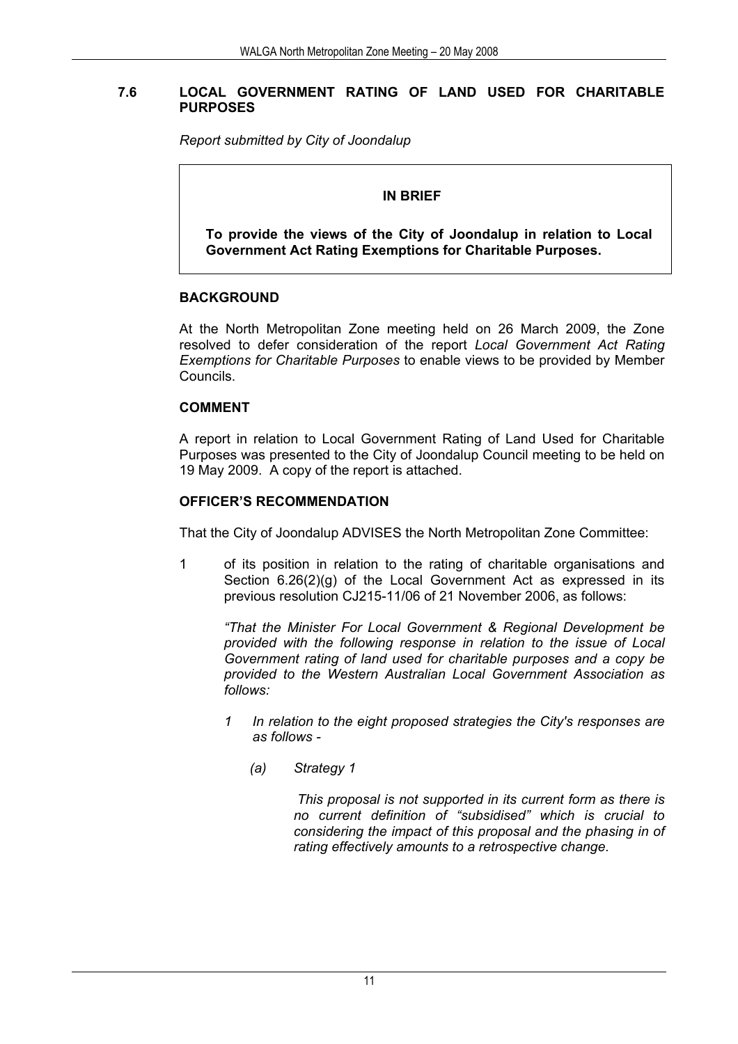## 7.6 LOCAL GOVERNMENT RATING OF LAND USED FOR CHARITABLE PURPOSES

*Report submitted by City of Joondalup*

> **IN BRIEF**
>
> **To provide the views of the City of Joondalup in relation to Local Government Act Rating Exemptions for Charitable Purposes.**

### BACKGROUND

At the North Metropolitan Zone meeting held on 26 March 2009, the Zone resolved to defer consideration of the report *Local Government Act Rating Exemptions for Charitable Purposes* to enable views to be provided by Member Councils.

### COMMENT

A report in relation to Local Government Rating of Land Used for Charitable Purposes was presented to the City of Joondalup Council meeting to be held on 19 May 2009. A copy of the report is attached.

### OFFICER'S RECOMMENDATION

That the City of Joondalup ADVISES the North Metropolitan Zone Committee:

1 of its position in relation to the rating of charitable organisations and Section 6.26(2)(g) of the Local Government Act as expressed in its previous resolution CJ215-11/06 of 21 November 2006, as follows:

*"That the Minister For Local Government & Regional Development be provided with the following response in relation to the issue of Local Government rating of land used for charitable purposes and a copy be provided to the Western Australian Local Government Association as follows:*

*1 In relation to the eight proposed strategies the City's responses are as follows -*

*(a) Strategy 1*

*This proposal is not supported in its current form as there is no current definition of "subsidised" which is crucial to considering the impact of this proposal and the phasing in of rating effectively amounts to a retrospective change.*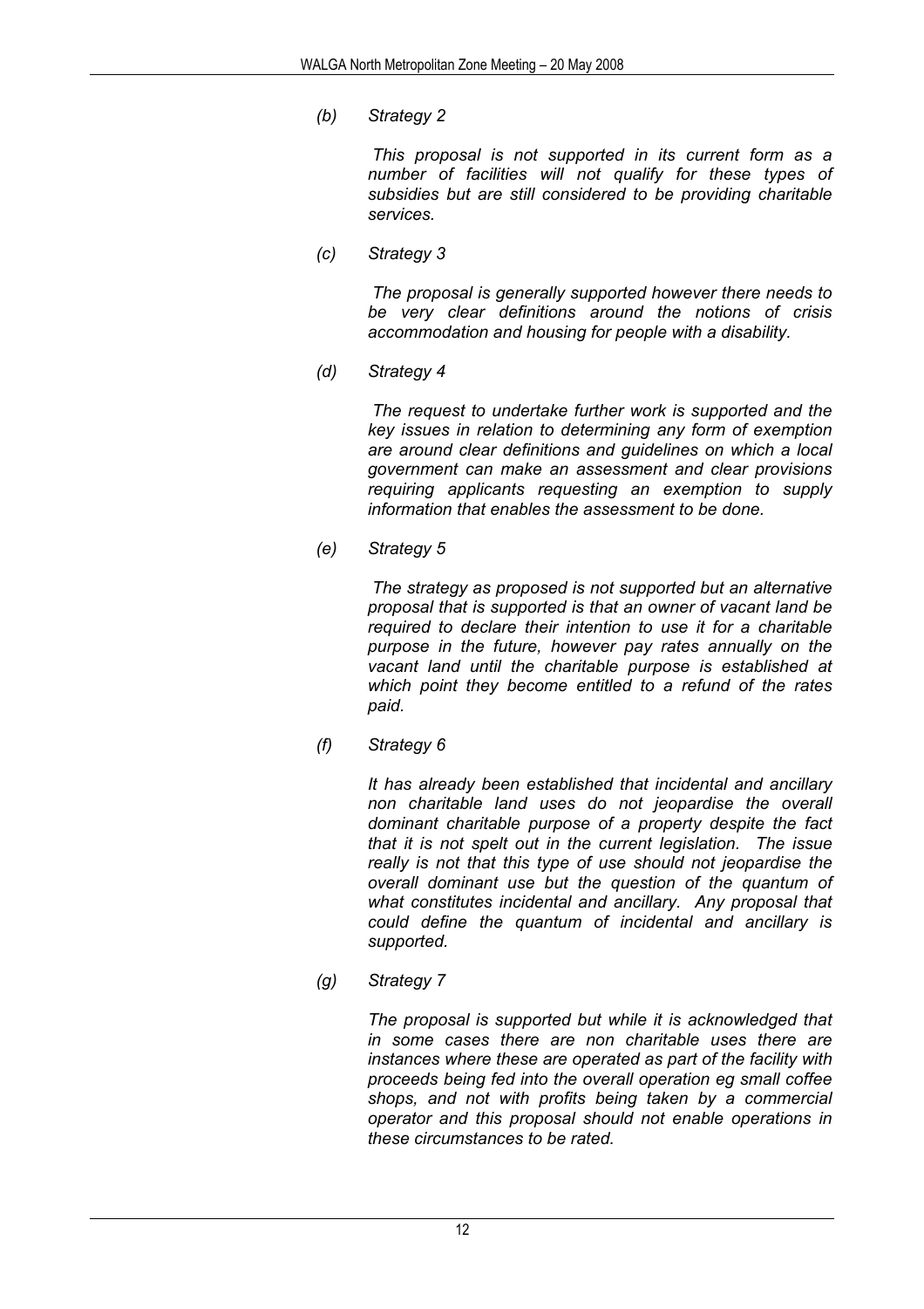*(b) Strategy 2*

*This proposal is not supported in its current form as a number of facilities will not qualify for these types of subsidies but are still considered to be providing charitable services.*

*(c) Strategy 3*

*The proposal is generally supported however there needs to be very clear definitions around the notions of crisis accommodation and housing for people with a disability.*

*(d) Strategy 4*

*The request to undertake further work is supported and the key issues in relation to determining any form of exemption are around clear definitions and guidelines on which a local government can make an assessment and clear provisions requiring applicants requesting an exemption to supply information that enables the assessment to be done.*

*(e) Strategy 5*

*The strategy as proposed is not supported but an alternative proposal that is supported is that an owner of vacant land be required to declare their intention to use it for a charitable purpose in the future, however pay rates annually on the vacant land until the charitable purpose is established at which point they become entitled to a refund of the rates paid.*

*(f) Strategy 6*

*It has already been established that incidental and ancillary non charitable land uses do not jeopardise the overall dominant charitable purpose of a property despite the fact that it is not spelt out in the current legislation. The issue really is not that this type of use should not jeopardise the overall dominant use but the question of the quantum of what constitutes incidental and ancillary. Any proposal that could define the quantum of incidental and ancillary is supported.*

*(g) Strategy 7*

*The proposal is supported but while it is acknowledged that in some cases there are non charitable uses there are instances where these are operated as part of the facility with proceeds being fed into the overall operation eg small coffee shops, and not with profits being taken by a commercial operator and this proposal should not enable operations in these circumstances to be rated.*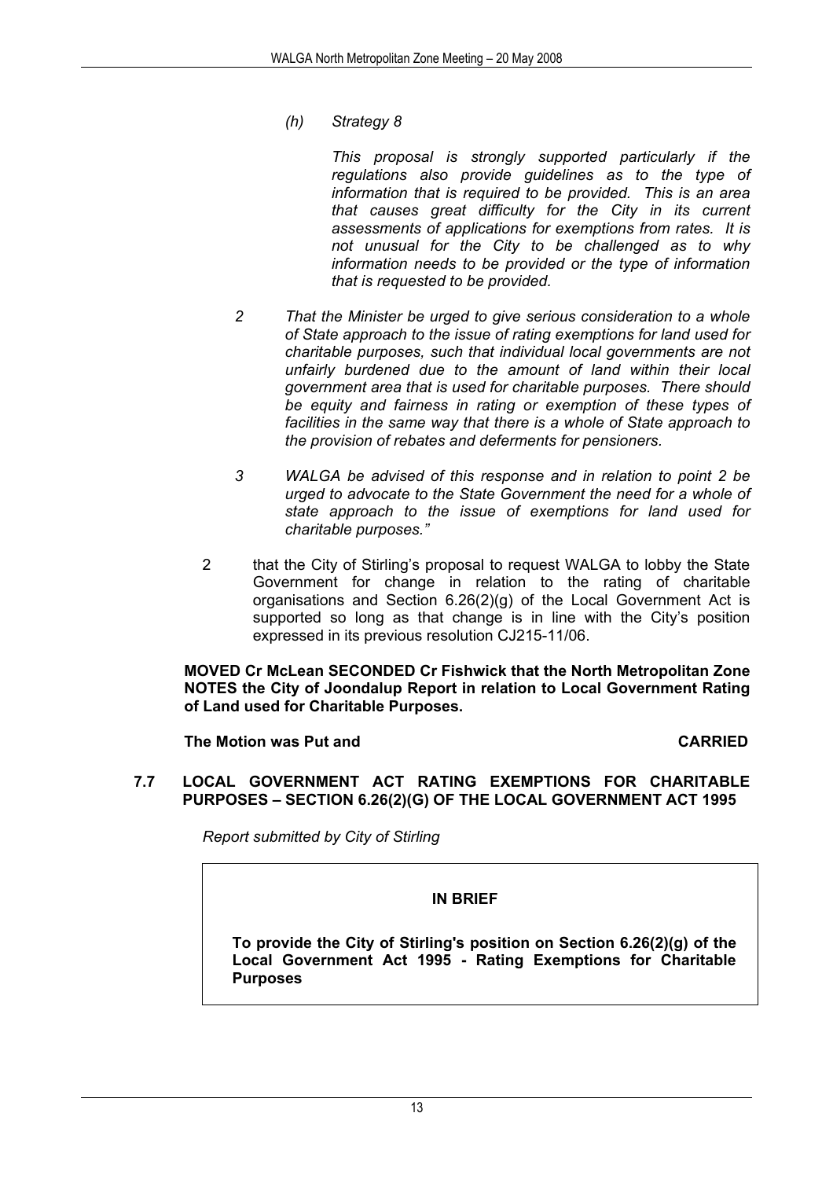*(h) Strategy 8*

*This proposal is strongly supported particularly if the regulations also provide guidelines as to the type of information that is required to be provided. This is an area that causes great difficulty for the City in its current assessments of applications for exemptions from rates. It is not unusual for the City to be challenged as to why information needs to be provided or the type of information that is requested to be provided.*

*2 That the Minister be urged to give serious consideration to a whole of State approach to the issue of rating exemptions for land used for charitable purposes, such that individual local governments are not unfairly burdened due to the amount of land within their local government area that is used for charitable purposes. There should be equity and fairness in rating or exemption of these types of facilities in the same way that there is a whole of State approach to the provision of rebates and deferments for pensioners.*

*3 WALGA be advised of this response and in relation to point 2 be urged to advocate to the State Government the need for a whole of state approach to the issue of exemptions for land used for charitable purposes."*

2 that the City of Stirling's proposal to request WALGA to lobby the State Government for change in relation to the rating of charitable organisations and Section 6.26(2)(g) of the Local Government Act is supported so long as that change is in line with the City's position expressed in its previous resolution CJ215-11/06.

**MOVED Cr McLean SECONDED Cr Fishwick that the North Metropolitan Zone NOTES the City of Joondalup Report in relation to Local Government Rating of Land used for Charitable Purposes.**

**The Motion was Put and CARRIED**

## 7.7 LOCAL GOVERNMENT ACT RATING EXEMPTIONS FOR CHARITABLE PURPOSES – SECTION 6.26(2)(G) OF THE LOCAL GOVERNMENT ACT 1995

*Report submitted by City of Stirling*

**IN BRIEF**

**To provide the City of Stirling's position on Section 6.26(2)(g) of the Local Government Act 1995 - Rating Exemptions for Charitable Purposes**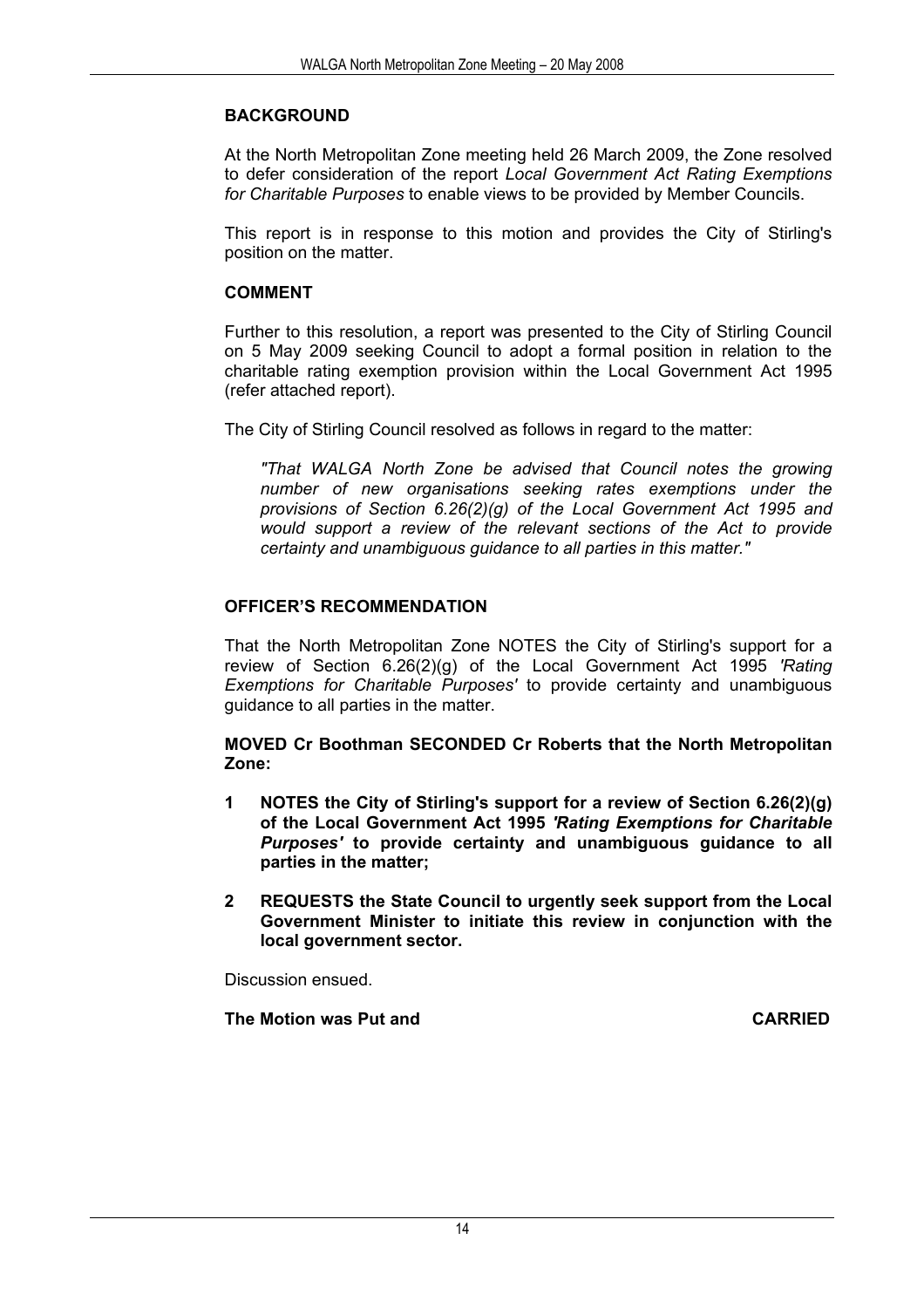## BACKGROUND

At the North Metropolitan Zone meeting held 26 March 2009, the Zone resolved to defer consideration of the report *Local Government Act Rating Exemptions for Charitable Purposes* to enable views to be provided by Member Councils.

This report is in response to this motion and provides the City of Stirling's position on the matter.

## COMMENT

Further to this resolution, a report was presented to the City of Stirling Council on 5 May 2009 seeking Council to adopt a formal position in relation to the charitable rating exemption provision within the Local Government Act 1995 (refer attached report).

The City of Stirling Council resolved as follows in regard to the matter:

> *"That WALGA North Zone be advised that Council notes the growing number of new organisations seeking rates exemptions under the provisions of Section 6.26(2)(g) of the Local Government Act 1995 and would support a review of the relevant sections of the Act to provide certainty and unambiguous guidance to all parties in this matter."*

## OFFICER'S RECOMMENDATION

That the North Metropolitan Zone NOTES the City of Stirling's support for a review of Section 6.26(2)(g) of the Local Government Act 1995 *'Rating Exemptions for Charitable Purposes'* to provide certainty and unambiguous guidance to all parties in the matter.

**MOVED Cr Boothman SECONDED Cr Roberts that the North Metropolitan Zone:**

1. **NOTES the City of Stirling's support for a review of Section 6.26(2)(g) of the Local Government Act 1995 *'Rating Exemptions for Charitable Purposes'* to provide certainty and unambiguous guidance to all parties in the matter;**
2. **REQUESTS the State Council to urgently seek support from the Local Government Minister to initiate this review in conjunction with the local government sector.**

Discussion ensued.

**The Motion was Put and CARRIED**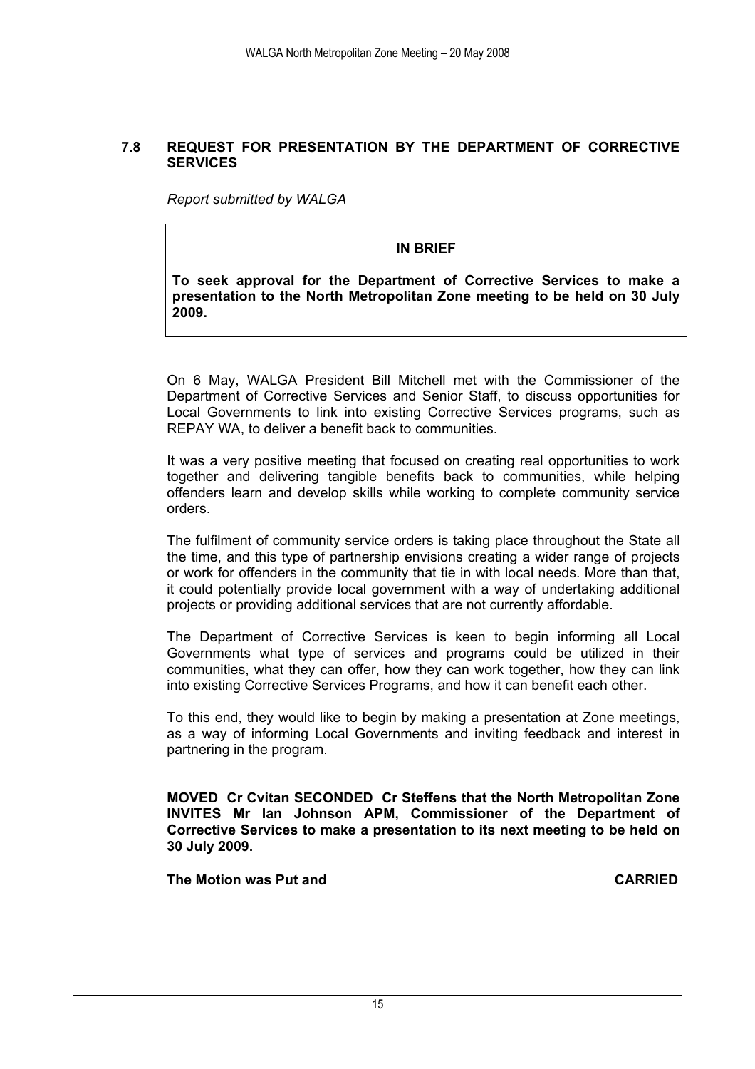## 7.8 REQUEST FOR PRESENTATION BY THE DEPARTMENT OF CORRECTIVE SERVICES

*Report submitted by WALGA*

> **IN BRIEF**
>
> **To seek approval for the Department of Corrective Services to make a presentation to the North Metropolitan Zone meeting to be held on 30 July 2009.**

On 6 May, WALGA President Bill Mitchell met with the Commissioner of the Department of Corrective Services and Senior Staff, to discuss opportunities for Local Governments to link into existing Corrective Services programs, such as REPAY WA, to deliver a benefit back to communities.

It was a very positive meeting that focused on creating real opportunities to work together and delivering tangible benefits back to communities, while helping offenders learn and develop skills while working to complete community service orders.

The fulfilment of community service orders is taking place throughout the State all the time, and this type of partnership envisions creating a wider range of projects or work for offenders in the community that tie in with local needs. More than that, it could potentially provide local government with a way of undertaking additional projects or providing additional services that are not currently affordable.

The Department of Corrective Services is keen to begin informing all Local Governments what type of services and programs could be utilized in their communities, what they can offer, how they can work together, how they can link into existing Corrective Services Programs, and how it can benefit each other.

To this end, they would like to begin by making a presentation at Zone meetings, as a way of informing Local Governments and inviting feedback and interest in partnering in the program.

**MOVED Cr Cvitan SECONDED Cr Steffens that the North Metropolitan Zone INVITES Mr Ian Johnson APM, Commissioner of the Department of Corrective Services to make a presentation to its next meeting to be held on 30 July 2009.**

**The Motion was Put and CARRIED**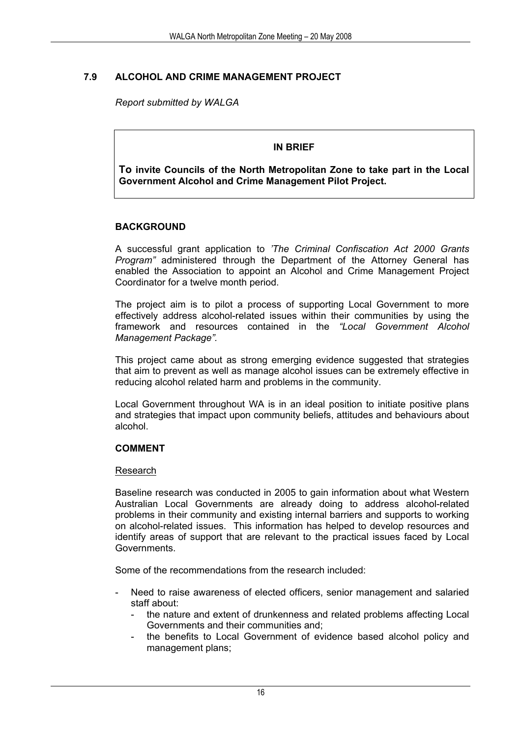## 7.9 ALCOHOL AND CRIME MANAGEMENT PROJECT

*Report submitted by WALGA*

> **IN BRIEF**
>
> **To invite Councils of the North Metropolitan Zone to take part in the Local Government Alcohol and Crime Management Pilot Project.**

### BACKGROUND

A successful grant application to *'The Criminal Confiscation Act 2000 Grants Program"* administered through the Department of the Attorney General has enabled the Association to appoint an Alcohol and Crime Management Project Coordinator for a twelve month period.

The project aim is to pilot a process of supporting Local Government to more effectively address alcohol-related issues within their communities by using the framework and resources contained in the *"Local Government Alcohol Management Package".*

This project came about as strong emerging evidence suggested that strategies that aim to prevent as well as manage alcohol issues can be extremely effective in reducing alcohol related harm and problems in the community.

Local Government throughout WA is in an ideal position to initiate positive plans and strategies that impact upon community beliefs, attitudes and behaviours about alcohol.

### COMMENT

Research

Baseline research was conducted in 2005 to gain information about what Western Australian Local Governments are already doing to address alcohol-related problems in their community and existing internal barriers and supports to working on alcohol-related issues. This information has helped to develop resources and identify areas of support that are relevant to the practical issues faced by Local Governments.

Some of the recommendations from the research included:

- Need to raise awareness of elected officers, senior management and salaried staff about:
  - the nature and extent of drunkenness and related problems affecting Local Governments and their communities and;
  - the benefits to Local Government of evidence based alcohol policy and management plans;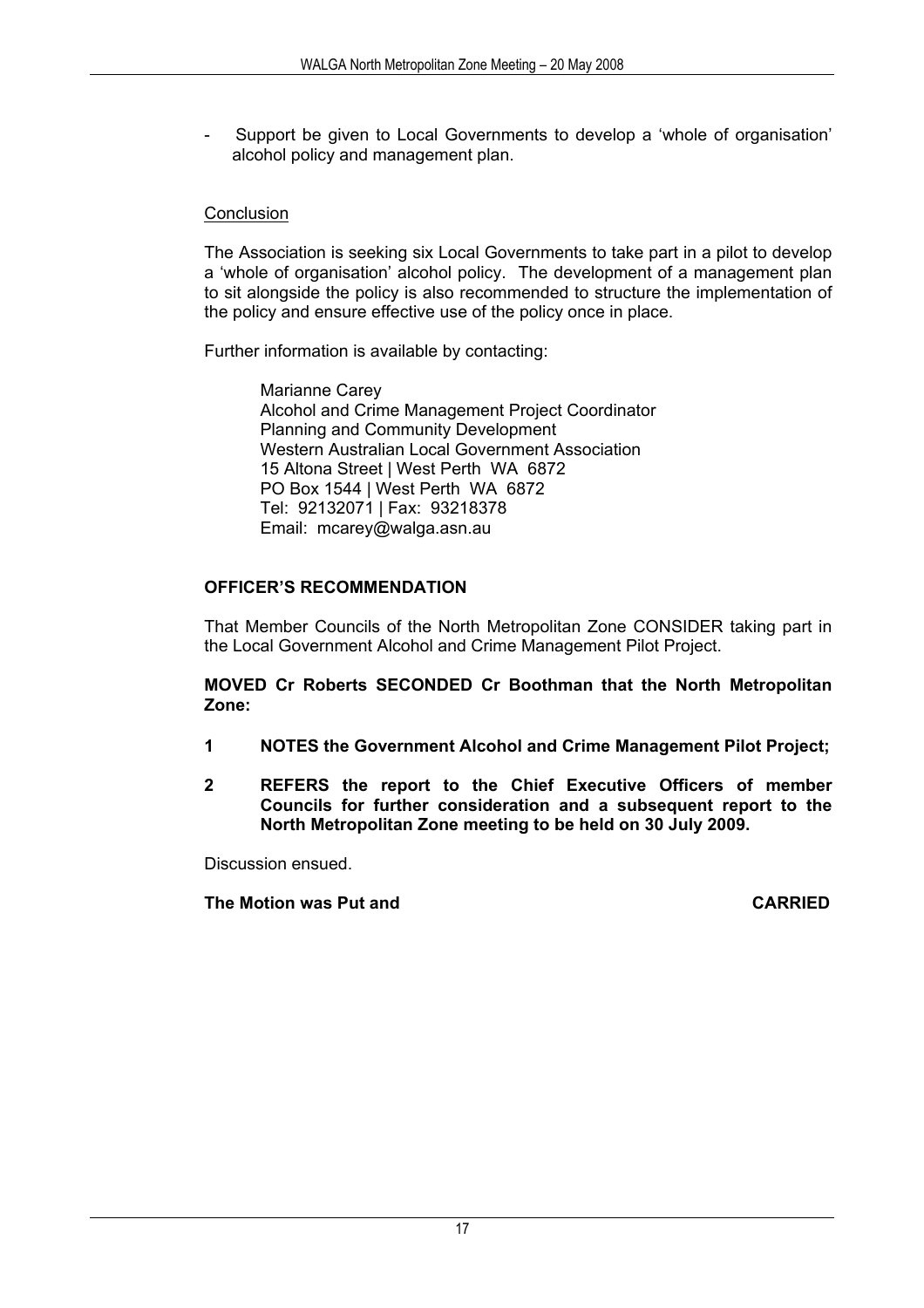- Support be given to Local Governments to develop a 'whole of organisation' alcohol policy and management plan.

<u>Conclusion</u>

The Association is seeking six Local Governments to take part in a pilot to develop a 'whole of organisation' alcohol policy. The development of a management plan to sit alongside the policy is also recommended to structure the implementation of the policy and ensure effective use of the policy once in place.

Further information is available by contacting:

> Marianne Carey
> Alcohol and Crime Management Project Coordinator
> Planning and Community Development
> Western Australian Local Government Association
> 15 Altona Street | West Perth WA 6872
> PO Box 1544 | West Perth WA 6872
> Tel: 92132071 | Fax: 93218378
> Email: mcarey@walga.asn.au

**OFFICER'S RECOMMENDATION**

That Member Councils of the North Metropolitan Zone CONSIDER taking part in the Local Government Alcohol and Crime Management Pilot Project.

**MOVED Cr Roberts SECONDED Cr Boothman that the North Metropolitan Zone:**

**1 NOTES the Government Alcohol and Crime Management Pilot Project;**

**2 REFERS the report to the Chief Executive Officers of member Councils for further consideration and a subsequent report to the North Metropolitan Zone meeting to be held on 30 July 2009.**

Discussion ensued.

**The Motion was Put and CARRIED**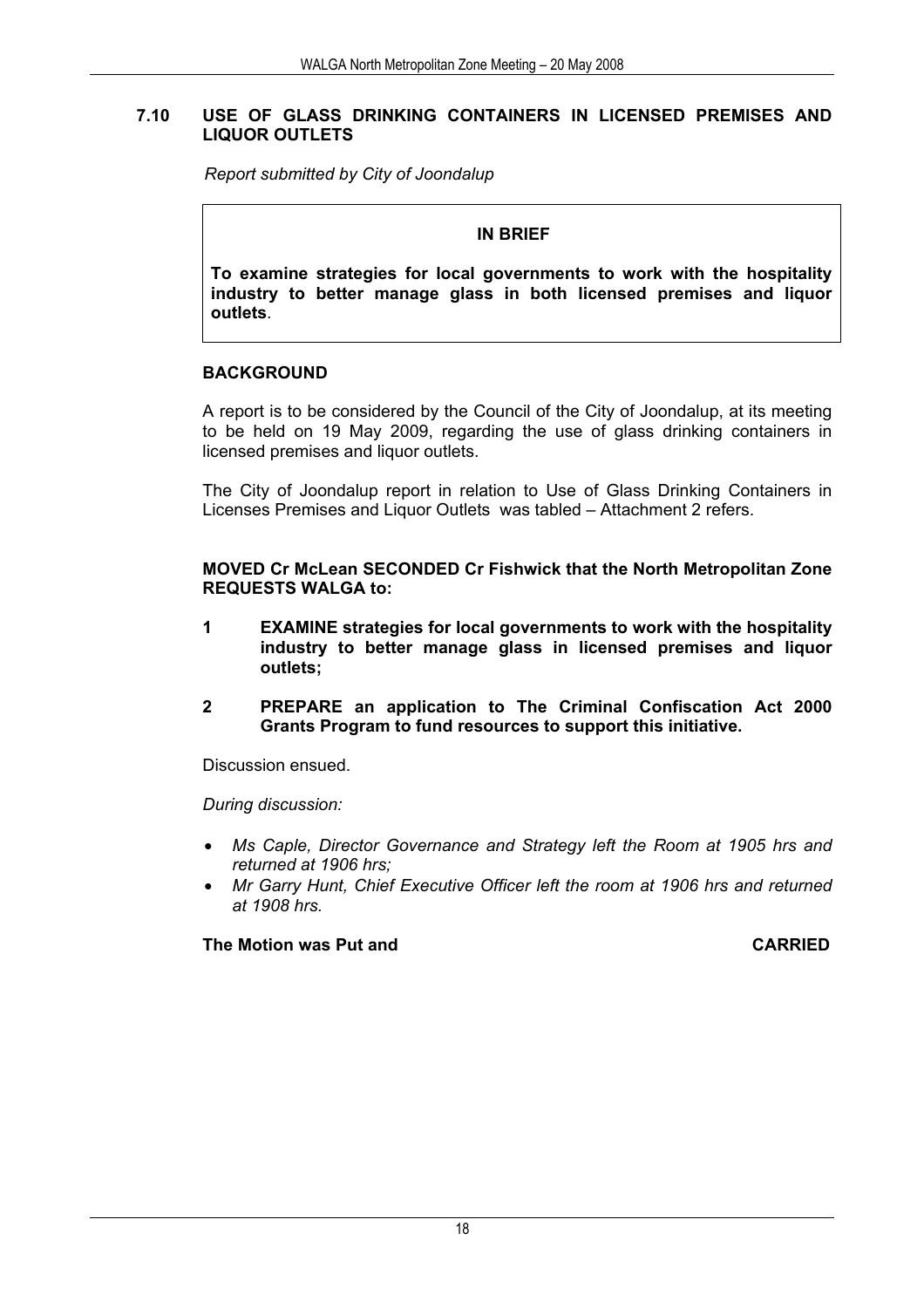## 7.10 USE OF GLASS DRINKING CONTAINERS IN LICENSED PREMISES AND LIQUOR OUTLETS

*Report submitted by City of Joondalup*

> **IN BRIEF**
>
> **To examine strategies for local governments to work with the hospitality industry to better manage glass in both licensed premises and liquor outlets**.

### BACKGROUND

A report is to be considered by the Council of the City of Joondalup, at its meeting to be held on 19 May 2009, regarding the use of glass drinking containers in licensed premises and liquor outlets.

The City of Joondalup report in relation to Use of Glass Drinking Containers in Licenses Premises and Liquor Outlets was tabled – Attachment 2 refers.

**MOVED Cr McLean SECONDED Cr Fishwick that the North Metropolitan Zone REQUESTS WALGA to:**

1. **EXAMINE strategies for local governments to work with the hospitality industry to better manage glass in licensed premises and liquor outlets;**
2. **PREPARE an application to The Criminal Confiscation Act 2000 Grants Program to fund resources to support this initiative.**

Discussion ensued.

*During discussion:*

- *Ms Caple, Director Governance and Strategy left the Room at 1905 hrs and returned at 1906 hrs;*
- *Mr Garry Hunt, Chief Executive Officer left the room at 1906 hrs and returned at 1908 hrs.*

**The Motion was Put and CARRIED**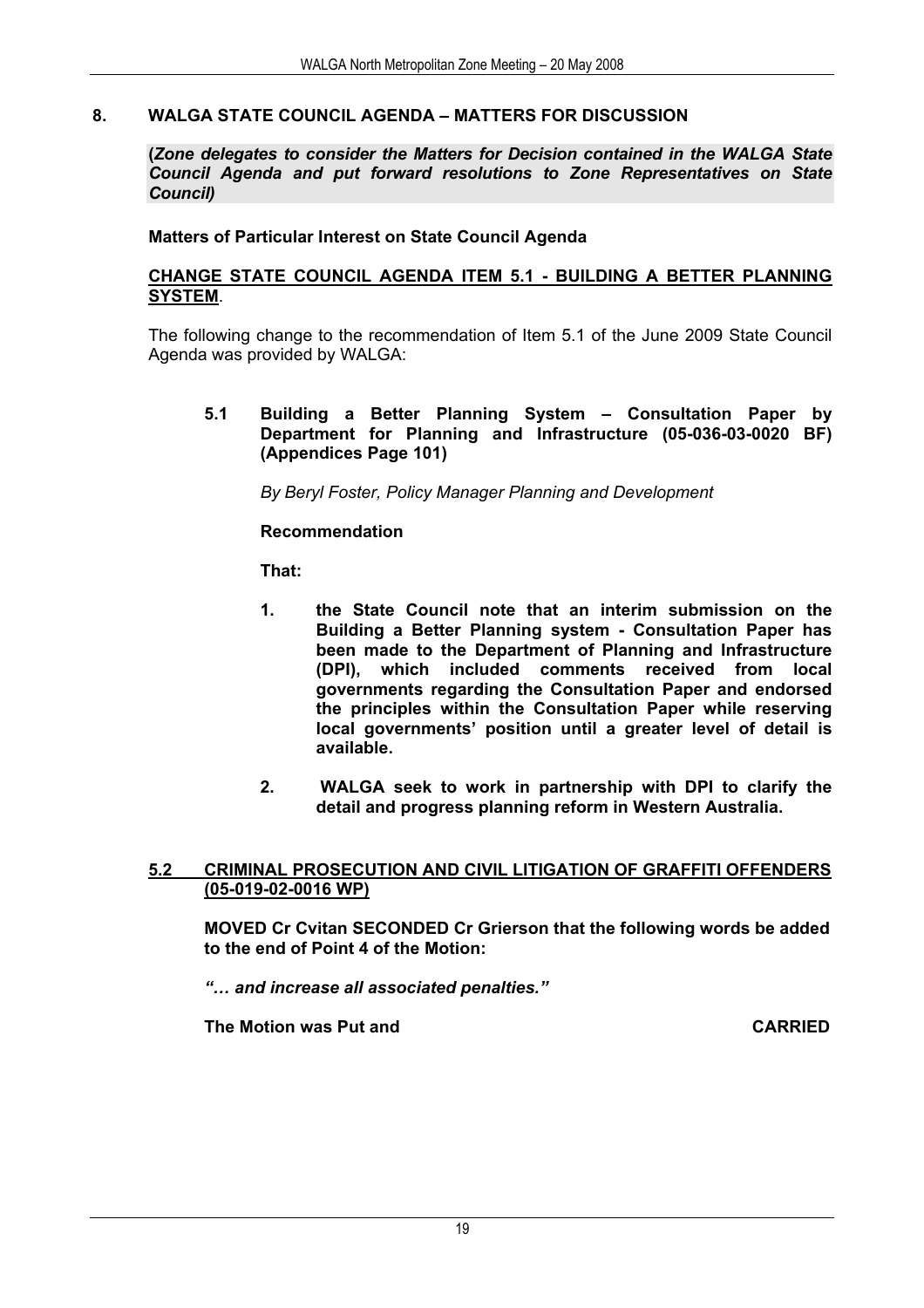## 8. WALGA STATE COUNCIL AGENDA – MATTERS FOR DISCUSSION

**(*Zone delegates to consider the Matters for Decision contained in the WALGA State Council Agenda and put forward resolutions to Zone Representatives on State Council)***

**Matters of Particular Interest on State Council Agenda**

**CHANGE STATE COUNCIL AGENDA ITEM 5.1 - BUILDING A BETTER PLANNING SYSTEM**.

The following change to the recommendation of Item 5.1 of the June 2009 State Council Agenda was provided by WALGA:

> **5.1 Building a Better Planning System – Consultation Paper by Department for Planning and Infrastructure (05-036-03-0020 BF) (Appendices Page 101)**
>
> *By Beryl Foster, Policy Manager Planning and Development*
>
> **Recommendation**
>
> **That:**
>
> **1. the State Council note that an interim submission on the Building a Better Planning system - Consultation Paper has been made to the Department of Planning and Infrastructure (DPI), which included comments received from local governments regarding the Consultation Paper and endorsed the principles within the Consultation Paper while reserving local governments' position until a greater level of detail is available.**
>
> **2. WALGA seek to work in partnership with DPI to clarify the detail and progress planning reform in Western Australia.**

**5.2 CRIMINAL PROSECUTION AND CIVIL LITIGATION OF GRAFFITI OFFENDERS (05-019-02-0016 WP)**

**MOVED Cr Cvitan SECONDED Cr Grierson that the following words be added to the end of Point 4 of the Motion:**

***"… and increase all associated penalties."***

**The Motion was Put and CARRIED**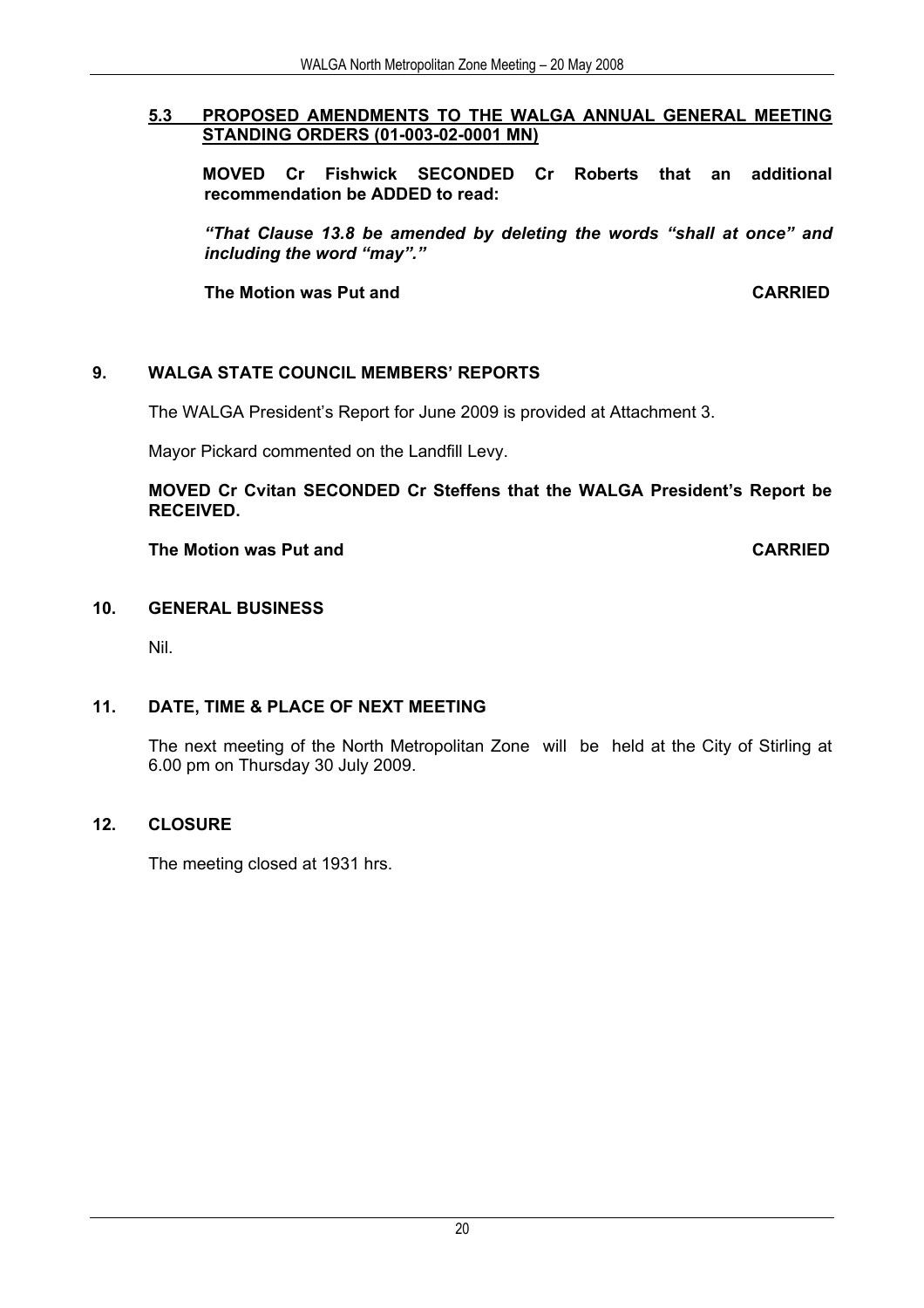### 5.3 PROPOSED AMENDMENTS TO THE WALGA ANNUAL GENERAL MEETING STANDING ORDERS (01-003-02-0001 MN)

**MOVED Cr Fishwick SECONDED Cr Roberts that an additional recommendation be ADDED to read:**

***"That Clause 13.8 be amended by deleting the words "shall at once" and including the word "may"."***

**The Motion was Put and CARRIED**

## 9. WALGA STATE COUNCIL MEMBERS' REPORTS

The WALGA President's Report for June 2009 is provided at Attachment 3.

Mayor Pickard commented on the Landfill Levy.

**MOVED Cr Cvitan SECONDED Cr Steffens that the WALGA President's Report be RECEIVED.**

**The Motion was Put and CARRIED**

## 10. GENERAL BUSINESS

Nil.

## 11. DATE, TIME & PLACE OF NEXT MEETING

The next meeting of the North Metropolitan Zone will be held at the City of Stirling at 6.00 pm on Thursday 30 July 2009.

## 12. CLOSURE

The meeting closed at 1931 hrs.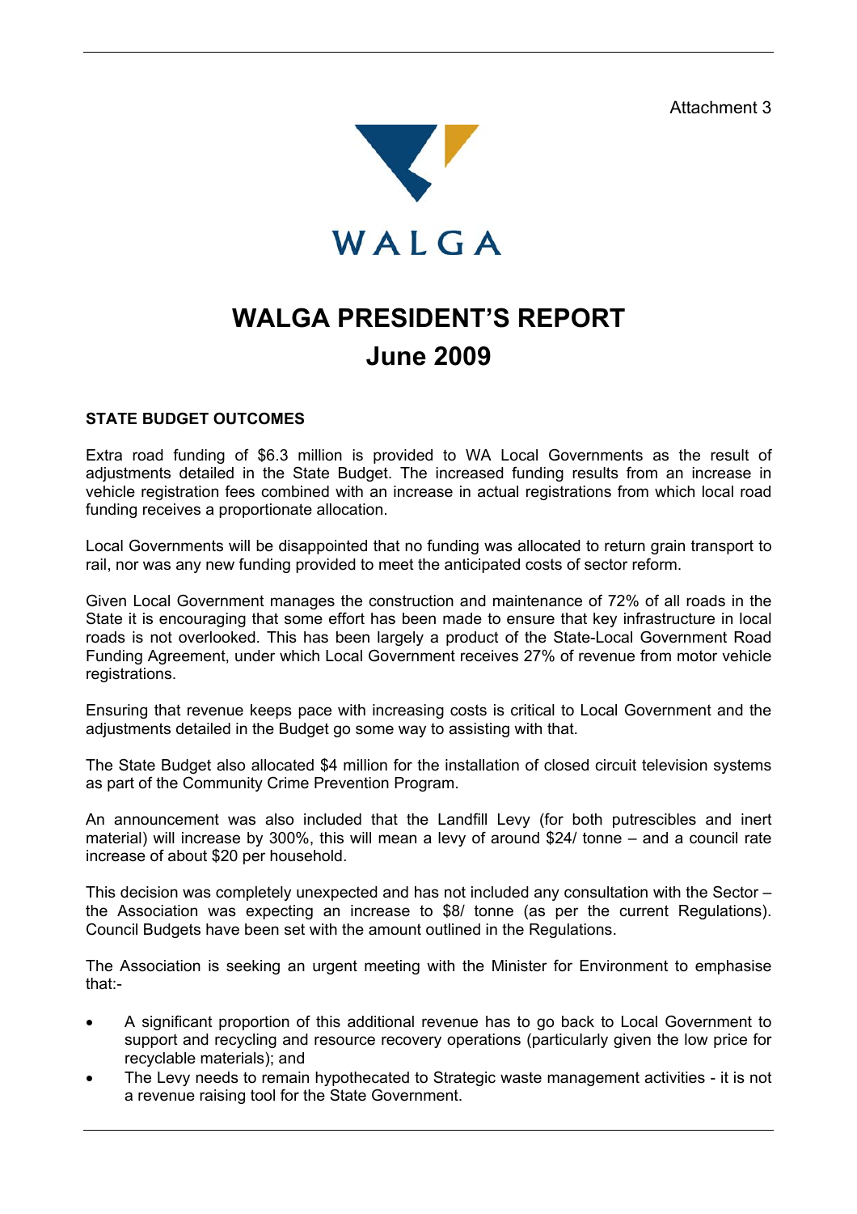Attachment 3

WALGA

# WALGA PRESIDENT'S REPORT
# June 2009

### STATE BUDGET OUTCOMES

Extra road funding of $6.3 million is provided to WA Local Governments as the result of adjustments detailed in the State Budget. The increased funding results from an increase in vehicle registration fees combined with an increase in actual registrations from which local road funding receives a proportionate allocation.

Local Governments will be disappointed that no funding was allocated to return grain transport to rail, nor was any new funding provided to meet the anticipated costs of sector reform.

Given Local Government manages the construction and maintenance of 72% of all roads in the State it is encouraging that some effort has been made to ensure that key infrastructure in local roads is not overlooked. This has been largely a product of the State-Local Government Road Funding Agreement, under which Local Government receives 27% of revenue from motor vehicle registrations.

Ensuring that revenue keeps pace with increasing costs is critical to Local Government and the adjustments detailed in the Budget go some way to assisting with that.

The State Budget also allocated $4 million for the installation of closed circuit television systems as part of the Community Crime Prevention Program.

An announcement was also included that the Landfill Levy (for both putrescibles and inert material) will increase by 300%, this will mean a levy of around $24/ tonne – and a council rate increase of about $20 per household.

This decision was completely unexpected and has not included any consultation with the Sector – the Association was expecting an increase to $8/ tonne (as per the current Regulations). Council Budgets have been set with the amount outlined in the Regulations.

The Association is seeking an urgent meeting with the Minister for Environment to emphasise that:-

- A significant proportion of this additional revenue has to go back to Local Government to support and recycling and resource recovery operations (particularly given the low price for recyclable materials); and
- The Levy needs to remain hypothecated to Strategic waste management activities - it is not a revenue raising tool for the State Government.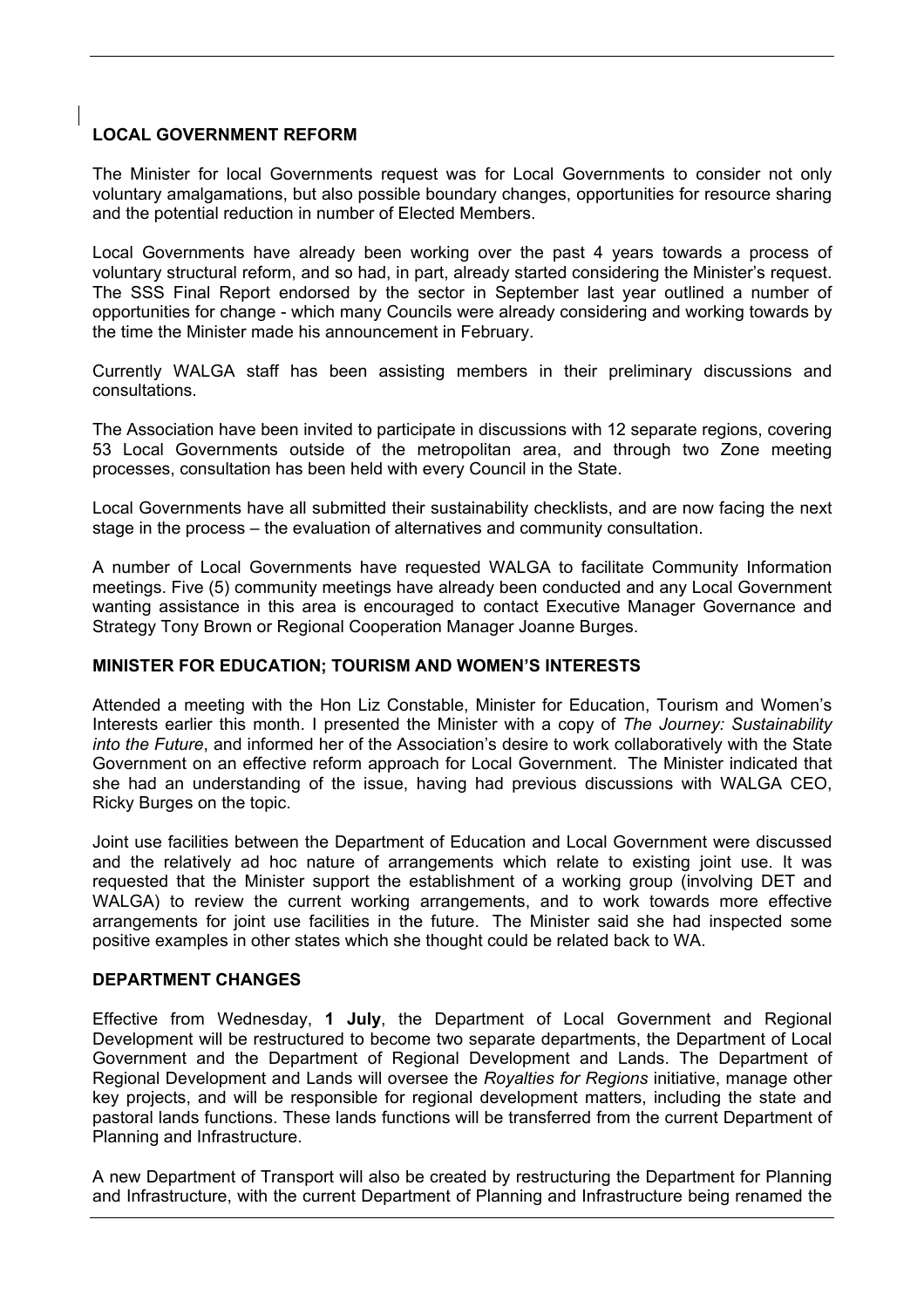## LOCAL GOVERNMENT REFORM

The Minister for local Governments request was for Local Governments to consider not only voluntary amalgamations, but also possible boundary changes, opportunities for resource sharing and the potential reduction in number of Elected Members.

Local Governments have already been working over the past 4 years towards a process of voluntary structural reform, and so had, in part, already started considering the Minister's request. The SSS Final Report endorsed by the sector in September last year outlined a number of opportunities for change - which many Councils were already considering and working towards by the time the Minister made his announcement in February.

Currently WALGA staff has been assisting members in their preliminary discussions and consultations.

The Association have been invited to participate in discussions with 12 separate regions, covering 53 Local Governments outside of the metropolitan area, and through two Zone meeting processes, consultation has been held with every Council in the State.

Local Governments have all submitted their sustainability checklists, and are now facing the next stage in the process – the evaluation of alternatives and community consultation.

A number of Local Governments have requested WALGA to facilitate Community Information meetings. Five (5) community meetings have already been conducted and any Local Government wanting assistance in this area is encouraged to contact Executive Manager Governance and Strategy Tony Brown or Regional Cooperation Manager Joanne Burges.

## MINISTER FOR EDUCATION; TOURISM AND WOMEN'S INTERESTS

Attended a meeting with the Hon Liz Constable, Minister for Education, Tourism and Women's Interests earlier this month. I presented the Minister with a copy of *The Journey: Sustainability into the Future*, and informed her of the Association's desire to work collaboratively with the State Government on an effective reform approach for Local Government. The Minister indicated that she had an understanding of the issue, having had previous discussions with WALGA CEO, Ricky Burges on the topic.

Joint use facilities between the Department of Education and Local Government were discussed and the relatively ad hoc nature of arrangements which relate to existing joint use. It was requested that the Minister support the establishment of a working group (involving DET and WALGA) to review the current working arrangements, and to work towards more effective arrangements for joint use facilities in the future. The Minister said she had inspected some positive examples in other states which she thought could be related back to WA.

## DEPARTMENT CHANGES

Effective from Wednesday, **1 July**, the Department of Local Government and Regional Development will be restructured to become two separate departments, the Department of Local Government and the Department of Regional Development and Lands. The Department of Regional Development and Lands will oversee the *Royalties for Regions* initiative, manage other key projects, and will be responsible for regional development matters, including the state and pastoral lands functions. These lands functions will be transferred from the current Department of Planning and Infrastructure.

A new Department of Transport will also be created by restructuring the Department for Planning and Infrastructure, with the current Department of Planning and Infrastructure being renamed the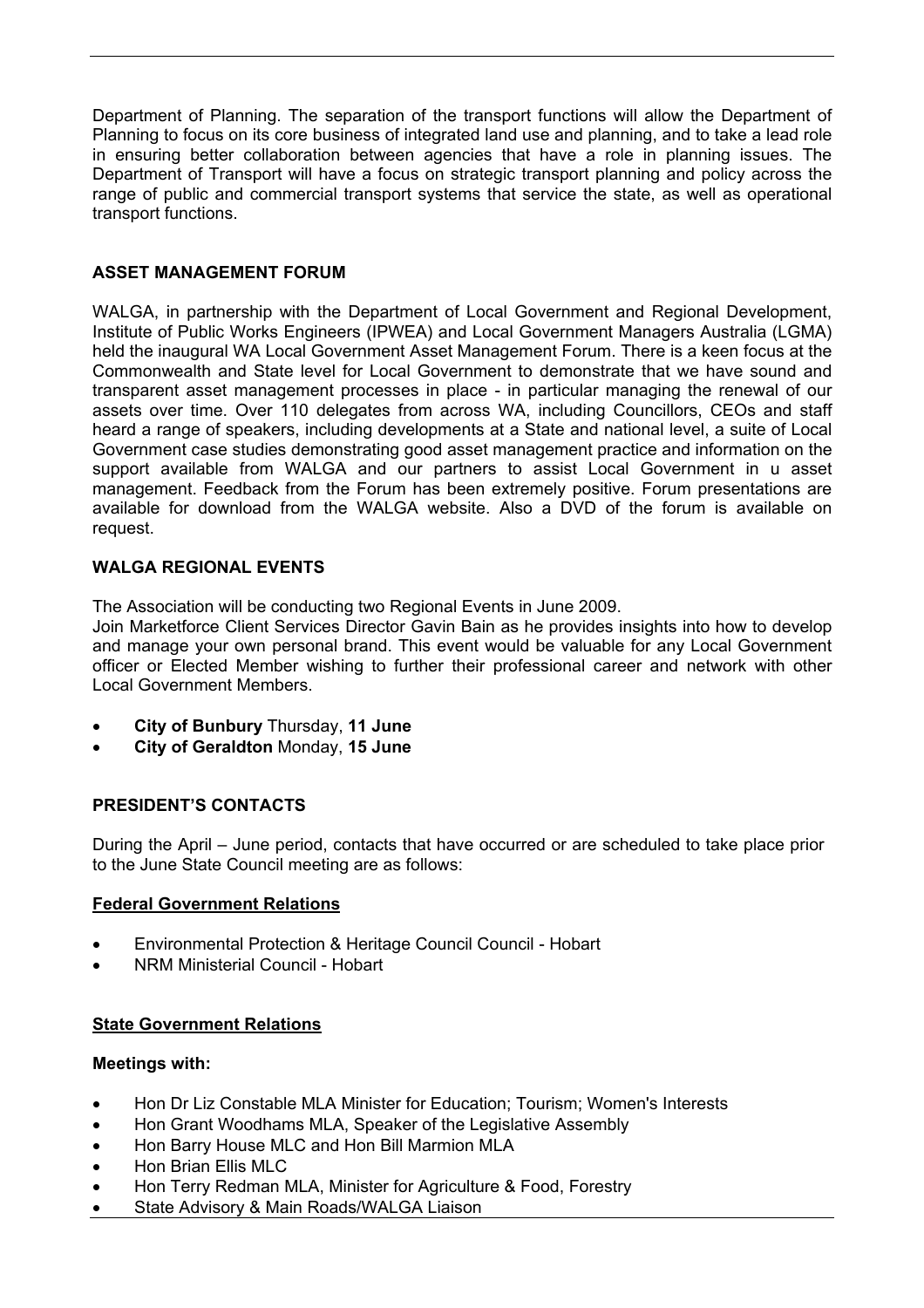Department of Planning. The separation of the transport functions will allow the Department of Planning to focus on its core business of integrated land use and planning, and to take a lead role in ensuring better collaboration between agencies that have a role in planning issues. The Department of Transport will have a focus on strategic transport planning and policy across the range of public and commercial transport systems that service the state, as well as operational transport functions.

## ASSET MANAGEMENT FORUM

WALGA, in partnership with the Department of Local Government and Regional Development, Institute of Public Works Engineers (IPWEA) and Local Government Managers Australia (LGMA) held the inaugural WA Local Government Asset Management Forum. There is a keen focus at the Commonwealth and State level for Local Government to demonstrate that we have sound and transparent asset management processes in place - in particular managing the renewal of our assets over time. Over 110 delegates from across WA, including Councillors, CEOs and staff heard a range of speakers, including developments at a State and national level, a suite of Local Government case studies demonstrating good asset management practice and information on the support available from WALGA and our partners to assist Local Government in u asset management. Feedback from the Forum has been extremely positive. Forum presentations are available for download from the WALGA website. Also a DVD of the forum is available on request.

## WALGA REGIONAL EVENTS

The Association will be conducting two Regional Events in June 2009.
Join Marketforce Client Services Director Gavin Bain as he provides insights into how to develop and manage your own personal brand. This event would be valuable for any Local Government officer or Elected Member wishing to further their professional career and network with other Local Government Members.

- **City of Bunbury** Thursday, **11 June**
- **City of Geraldton** Monday, **15 June**

## PRESIDENT'S CONTACTS

During the April – June period, contacts that have occurred or are scheduled to take place prior to the June State Council meeting are as follows:

### Federal Government Relations

- Environmental Protection & Heritage Council Council - Hobart
- NRM Ministerial Council - Hobart

### State Government Relations

**Meetings with:**

- Hon Dr Liz Constable MLA Minister for Education; Tourism; Women's Interests
- Hon Grant Woodhams MLA, Speaker of the Legislative Assembly
- Hon Barry House MLC and Hon Bill Marmion MLA
- Hon Brian Ellis MLC
- Hon Terry Redman MLA, Minister for Agriculture & Food, Forestry
- State Advisory & Main Roads/WALGA Liaison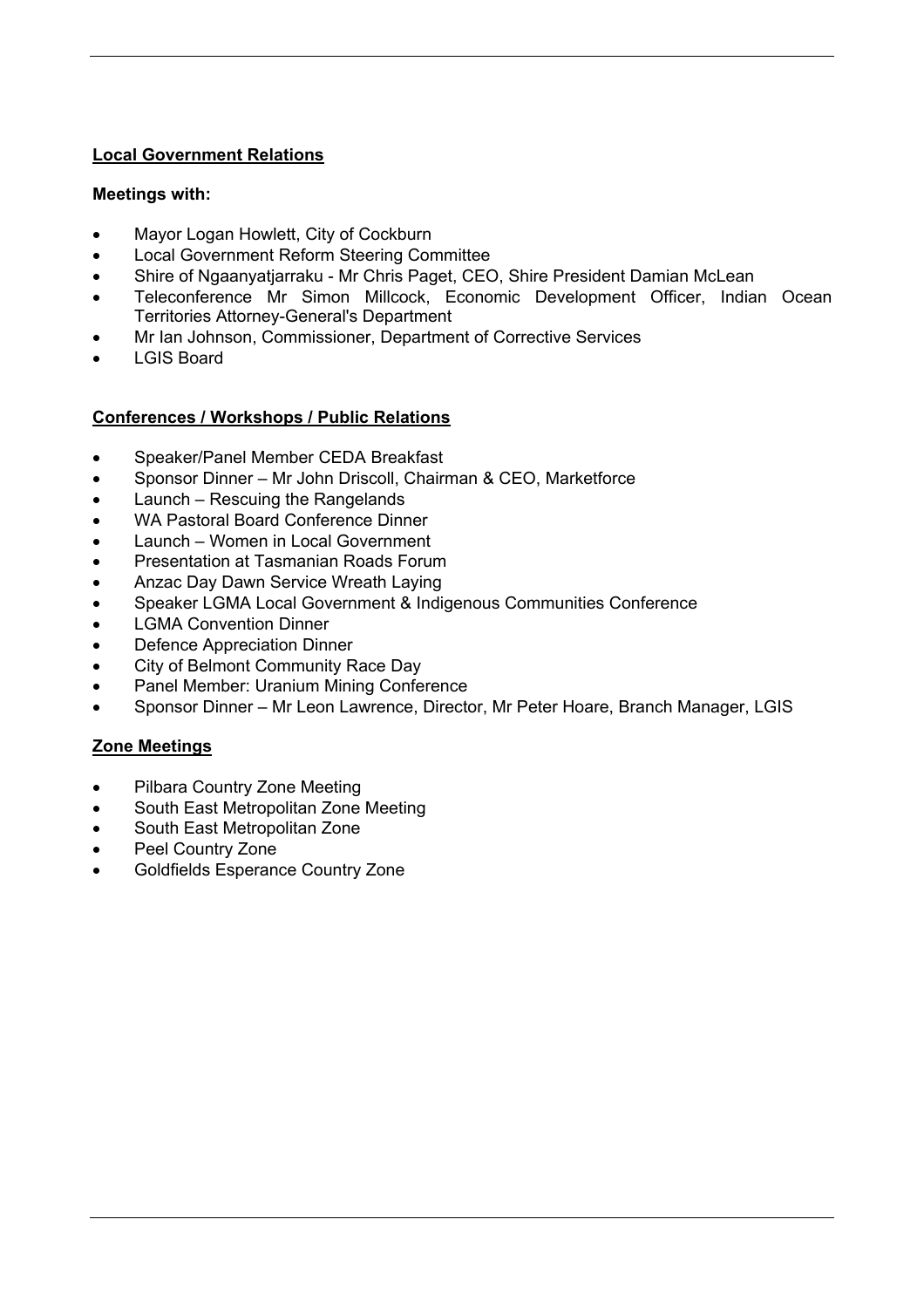**Local Government Relations**

**Meetings with:**

- Mayor Logan Howlett, City of Cockburn
- Local Government Reform Steering Committee
- Shire of Ngaanyatjarraku - Mr Chris Paget, CEO, Shire President Damian McLean
- Teleconference Mr Simon Millcock, Economic Development Officer, Indian Ocean Territories Attorney-General's Department
- Mr Ian Johnson, Commissioner, Department of Corrective Services
- LGIS Board

**Conferences / Workshops / Public Relations**

- Speaker/Panel Member CEDA Breakfast
- Sponsor Dinner – Mr John Driscoll, Chairman & CEO, Marketforce
- Launch – Rescuing the Rangelands
- WA Pastoral Board Conference Dinner
- Launch – Women in Local Government
- Presentation at Tasmanian Roads Forum
- Anzac Day Dawn Service Wreath Laying
- Speaker LGMA Local Government & Indigenous Communities Conference
- LGMA Convention Dinner
- Defence Appreciation Dinner
- City of Belmont Community Race Day
- Panel Member: Uranium Mining Conference
- Sponsor Dinner – Mr Leon Lawrence, Director, Mr Peter Hoare, Branch Manager, LGIS

**Zone Meetings**

- Pilbara Country Zone Meeting
- South East Metropolitan Zone Meeting
- South East Metropolitan Zone
- Peel Country Zone
- Goldfields Esperance Country Zone